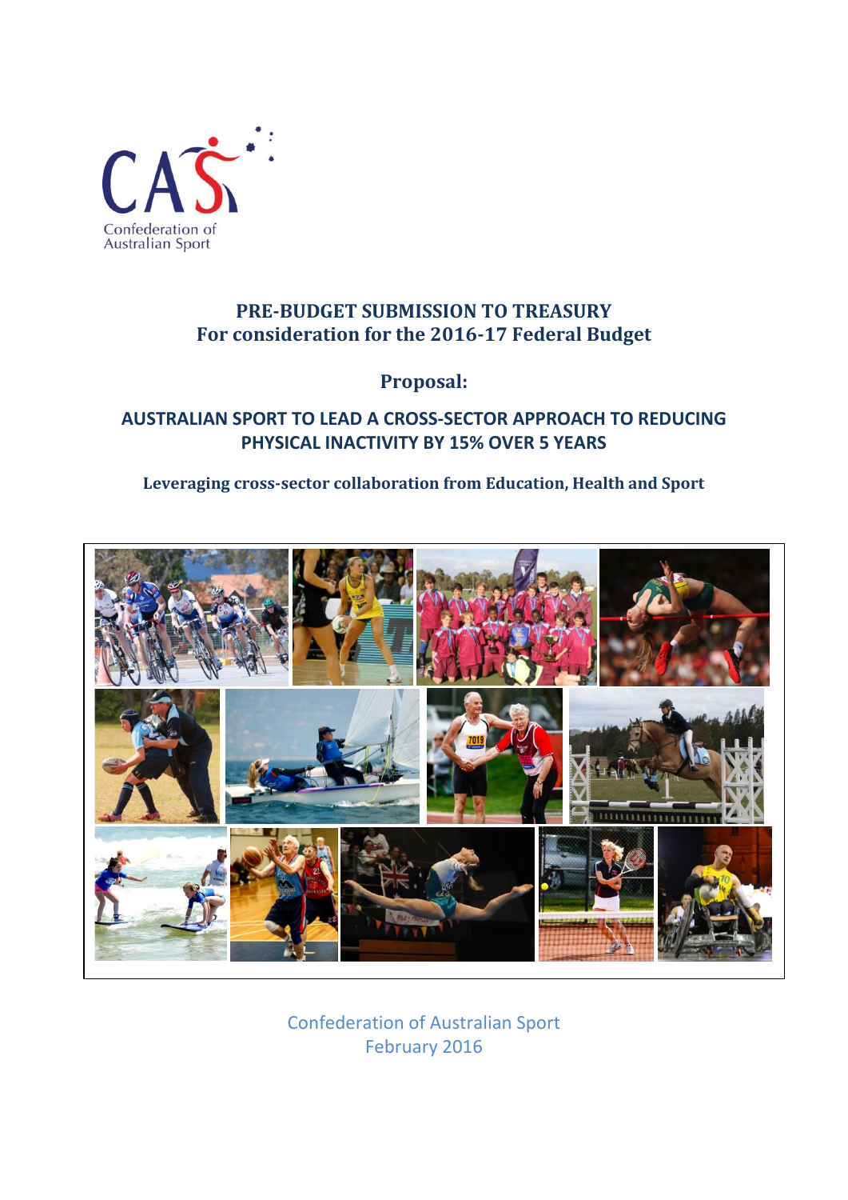CAS

Confederation of Australian Sport

# PRE-BUDGET SUBMISSION TO TREASURY
## For consideration for the 2016-17 Federal Budget

## Proposal:

## AUSTRALIAN SPORT TO LEAD A CROSS-SECTOR APPROACH TO REDUCING PHYSICAL INACTIVITY BY 15% OVER 5 YEARS

**Leveraging cross-sector collaboration from Education, Health and Sport**

Confederation of Australian Sport
February 2016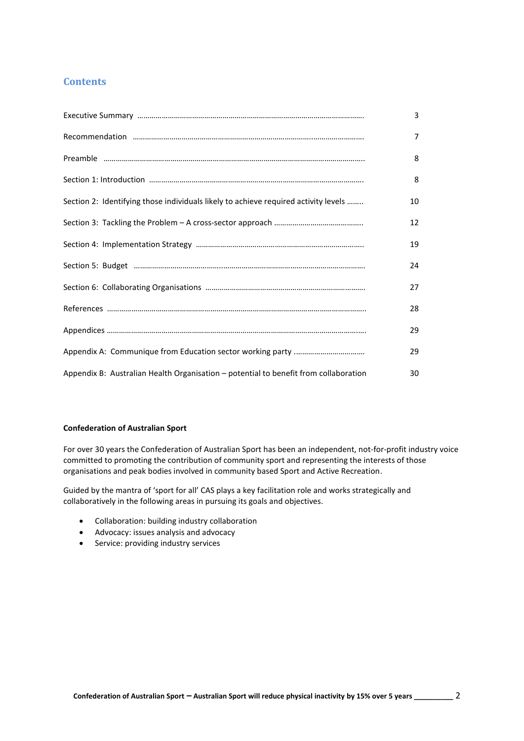## Contents

| | |
|---|---|
| Executive Summary ………………………………………………………………………………………………… | 3 |
| Recommendation ……………………………………………………………………………………………… | 7 |
| Preamble ……………………………………………………………………………………………………… | 8 |
| Section 1: Introduction …………………………………………………………………………………… | 8 |
| Section 2: Identifying those individuals likely to achieve required activity levels …….. | 10 |
| Section 3: Tackling the Problem – A cross-sector approach …………………………………….. | 12 |
| Section 4: Implementation Strategy ………………………………………………………………………. | 19 |
| Section 5: Budget ……………………………………………………………………………………………. | 24 |
| Section 6: Collaborating Organisations …………………………………………………………………. | 27 |
| References ………………………………………………………………………………………………………. | 28 |
| Appendices ……………………………………………………………………………………………………… | 29 |
| Appendix A: Communique from Education sector working party …………………………… | 29 |
| Appendix B: Australian Health Organisation – potential to benefit from collaboration | 30 |

**Confederation of Australian Sport**

For over 30 years the Confederation of Australian Sport has been an independent, not-for-profit industry voice committed to promoting the contribution of community sport and representing the interests of those organisations and peak bodies involved in community based Sport and Active Recreation.

Guided by the mantra of 'sport for all' CAS plays a key facilitation role and works strategically and collaboratively in the following areas in pursuing its goals and objectives.

- Collaboration: building industry collaboration
- Advocacy: issues analysis and advocacy
- Service: providing industry services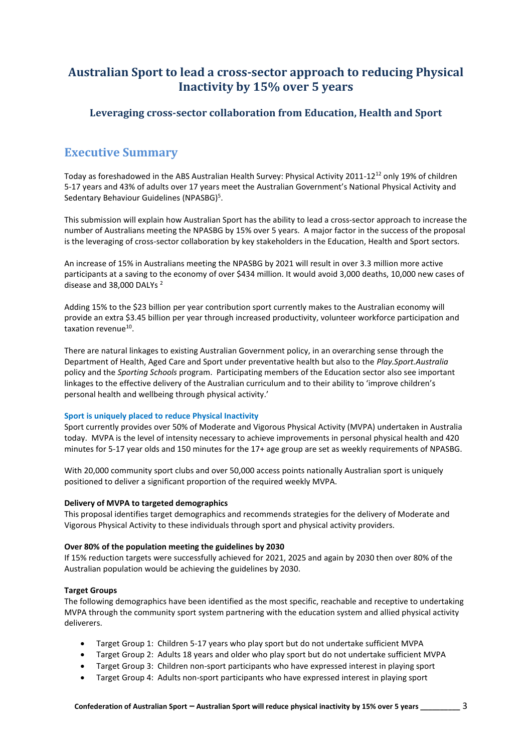# Australian Sport to lead a cross-sector approach to reducing Physical Inactivity by 15% over 5 years

### Leveraging cross-sector collaboration from Education, Health and Sport

## Executive Summary

Today as foreshadowed in the ABS Australian Health Survey: Physical Activity 2011-12[12] only 19% of children 5-17 years and 43% of adults over 17 years meet the Australian Government's National Physical Activity and Sedentary Behaviour Guidelines (NPASBG)[5].

This submission will explain how Australian Sport has the ability to lead a cross-sector approach to increase the number of Australians meeting the NPASBG by 15% over 5 years. A major factor in the success of the proposal is the leveraging of cross-sector collaboration by key stakeholders in the Education, Health and Sport sectors.

An increase of 15% in Australians meeting the NPASBG by 2021 will result in over 3.3 million more active participants at a saving to the economy of over $434 million. It would avoid 3,000 deaths, 10,000 new cases of disease and 38,000 DALYs [2]

Adding 15% to the $23 billion per year contribution sport currently makes to the Australian economy will provide an extra $3.45 billion per year through increased productivity, volunteer workforce participation and taxation revenue[10].

There are natural linkages to existing Australian Government policy, in an overarching sense through the Department of Health, Aged Care and Sport under preventative health but also to the *Play.Sport.Australia* policy and the *Sporting Schools* program. Participating members of the Education sector also see important linkages to the effective delivery of the Australian curriculum and to their ability to 'improve children's personal health and wellbeing through physical activity.'

#### Sport is uniquely placed to reduce Physical Inactivity

Sport currently provides over 50% of Moderate and Vigorous Physical Activity (MVPA) undertaken in Australia today. MVPA is the level of intensity necessary to achieve improvements in personal physical health and 420 minutes for 5-17 year olds and 150 minutes for the 17+ age group are set as weekly requirements of NPASBG.

With 20,000 community sport clubs and over 50,000 access points nationally Australian sport is uniquely positioned to deliver a significant proportion of the required weekly MVPA.

**Delivery of MVPA to targeted demographics**

This proposal identifies target demographics and recommends strategies for the delivery of Moderate and Vigorous Physical Activity to these individuals through sport and physical activity providers.

**Over 80% of the population meeting the guidelines by 2030**

If 15% reduction targets were successfully achieved for 2021, 2025 and again by 2030 then over 80% of the Australian population would be achieving the guidelines by 2030.

**Target Groups**

The following demographics have been identified as the most specific, reachable and receptive to undertaking MVPA through the community sport system partnering with the education system and allied physical activity deliverers.

- Target Group 1: Children 5-17 years who play sport but do not undertake sufficient MVPA
- Target Group 2: Adults 18 years and older who play sport but do not undertake sufficient MVPA
- Target Group 3: Children non-sport participants who have expressed interest in playing sport
- Target Group 4: Adults non-sport participants who have expressed interest in playing sport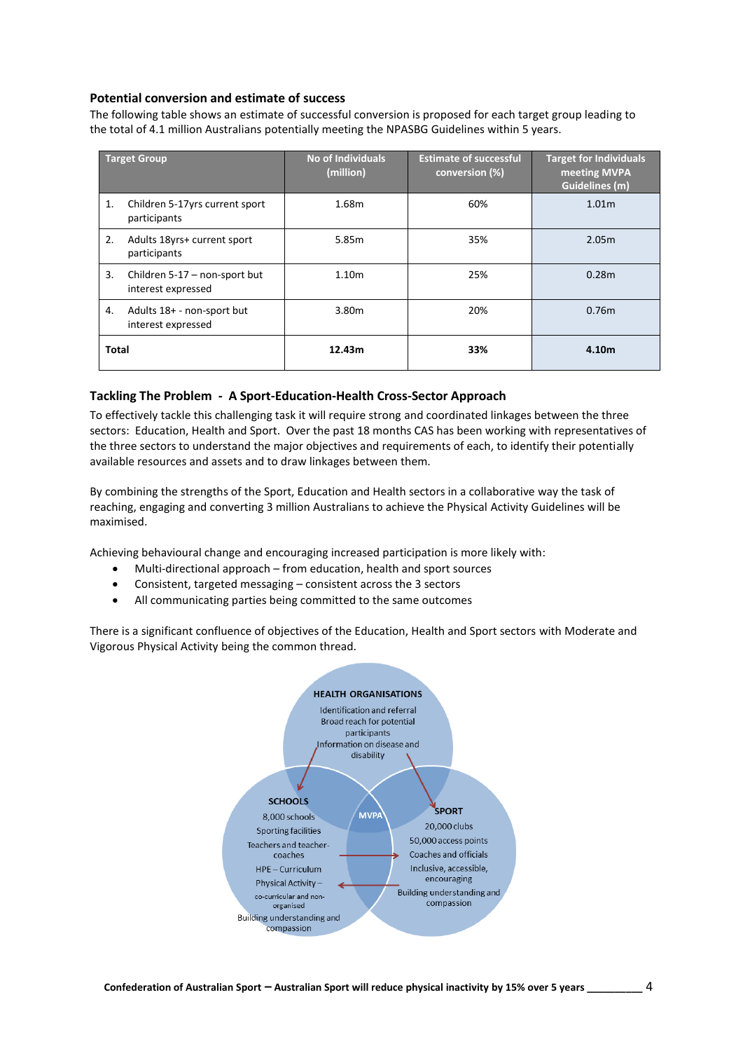## Potential conversion and estimate of success

The following table shows an estimate of successful conversion is proposed for each target group leading to the total of 4.1 million Australians potentially meeting the NPASBG Guidelines within 5 years.

| Target Group | No of Individuals (million) | Estimate of successful conversion (%) | Target for Individuals meeting MVPA Guidelines (m) |
|---|---|---|---|
| 1. Children 5-17yrs current sport participants | 1.68m | 60% | 1.01m |
| 2. Adults 18yrs+ current sport participants | 5.85m | 35% | 2.05m |
| 3. Children 5-17 – non-sport but interest expressed | 1.10m | 25% | 0.28m |
| 4. Adults 18+ - non-sport but interest expressed | 3.80m | 20% | 0.76m |
| **Total** | **12.43m** | **33%** | **4.10m** |

## Tackling The Problem - A Sport-Education-Health Cross-Sector Approach

To effectively tackle this challenging task it will require strong and coordinated linkages between the three sectors: Education, Health and Sport. Over the past 18 months CAS has been working with representatives of the three sectors to understand the major objectives and requirements of each, to identify their potentially available resources and assets and to draw linkages between them.

By combining the strengths of the Sport, Education and Health sectors in a collaborative way the task of reaching, engaging and converting 3 million Australians to achieve the Physical Activity Guidelines will be maximised.

Achieving behavioural change and encouraging increased participation is more likely with:

- Multi-directional approach – from education, health and sport sources
- Consistent, targeted messaging – consistent across the 3 sectors
- All communicating parties being committed to the same outcomes

There is a significant confluence of objectives of the Education, Health and Sport sectors with Moderate and Vigorous Physical Activity being the common thread.

**HEALTH ORGANISATIONS**
Identification and referral
Broad reach for potential participants
Information on disease and disability

**SCHOOLS**
8,000 schools
Sporting facilities
Teachers and teacher-coaches
HPE – Curriculum
Physical Activity – co-curricular and non-organised
Building understanding and compassion

**MVPA**

**SPORT**
20,000 clubs
50,000 access points
Coaches and officials
Inclusive, accessible, encouraging
Building understanding and compassion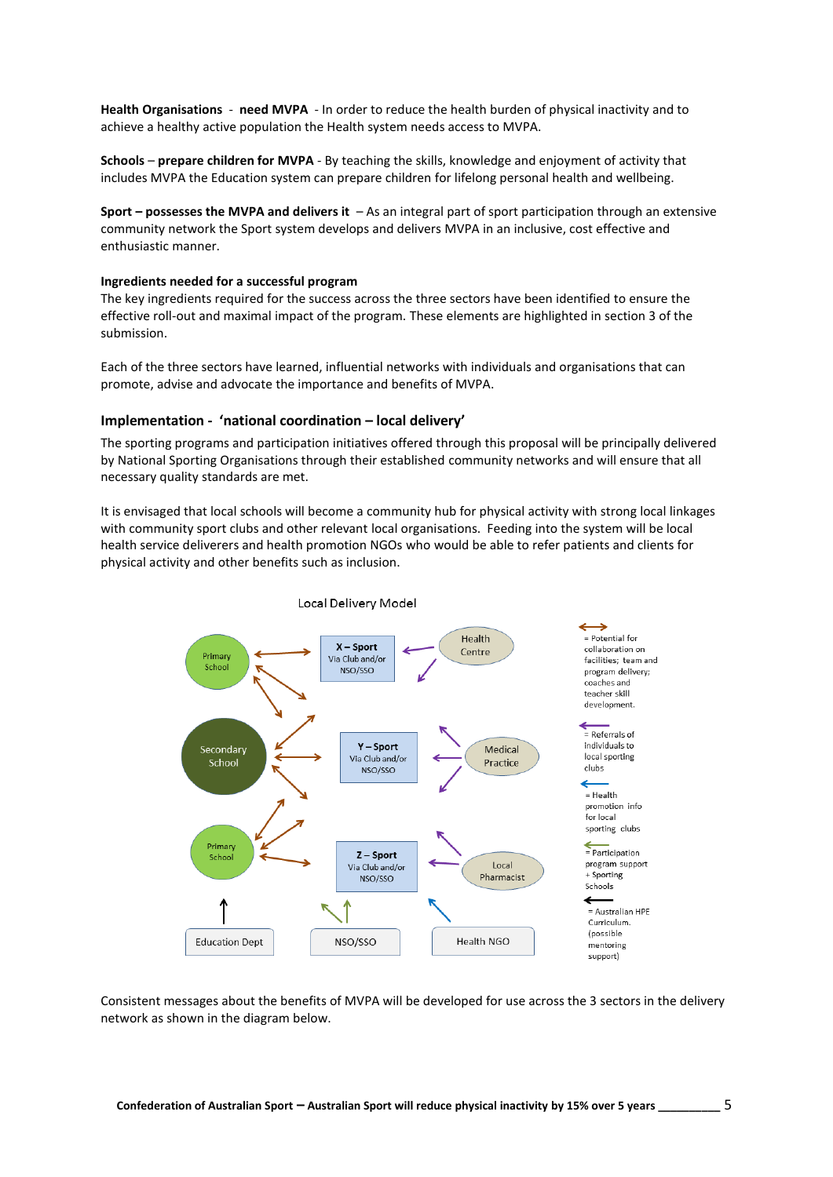**Health Organisations** - **need MVPA** - In order to reduce the health burden of physical inactivity and to achieve a healthy active population the Health system needs access to MVPA.

**Schools** – **prepare children for MVPA** - By teaching the skills, knowledge and enjoyment of activity that includes MVPA the Education system can prepare children for lifelong personal health and wellbeing.

**Sport – possesses the MVPA and delivers it** – As an integral part of sport participation through an extensive community network the Sport system develops and delivers MVPA in an inclusive, cost effective and enthusiastic manner.

**Ingredients needed for a successful program**

The key ingredients required for the success across the three sectors have been identified to ensure the effective roll-out and maximal impact of the program. These elements are highlighted in section 3 of the submission.

Each of the three sectors have learned, influential networks with individuals and organisations that can promote, advise and advocate the importance and benefits of MVPA.

## Implementation - 'national coordination – local delivery'

The sporting programs and participation initiatives offered through this proposal will be principally delivered by National Sporting Organisations through their established community networks and will ensure that all necessary quality standards are met.

It is envisaged that local schools will become a community hub for physical activity with strong local linkages with community sport clubs and other relevant local organisations. Feeding into the system will be local health service deliverers and health promotion NGOs who would be able to refer patients and clients for physical activity and other benefits such as inclusion.

Local Delivery Model

Primary School · Secondary School · Primary School · X – Sport Via Club and/or NSO/SSO · Y – Sport Via Club and/or NSO/SSO · Z – Sport Via Club and/or NSO/SSO · Health Centre · Medical Practice · Local Pharmacist · Education Dept · NSO/SSO · Health NGO

↔ = Potential for collaboration on facilities; team and program delivery; coaches and teacher skill development.

← = Referrals of individuals to local sporting clubs

← = Health promotion info for local sporting clubs

← = Participation program support + Sporting Schools

← = Australian HPE Curriculum. (possible mentoring support)

Consistent messages about the benefits of MVPA will be developed for use across the 3 sectors in the delivery network as shown in the diagram below.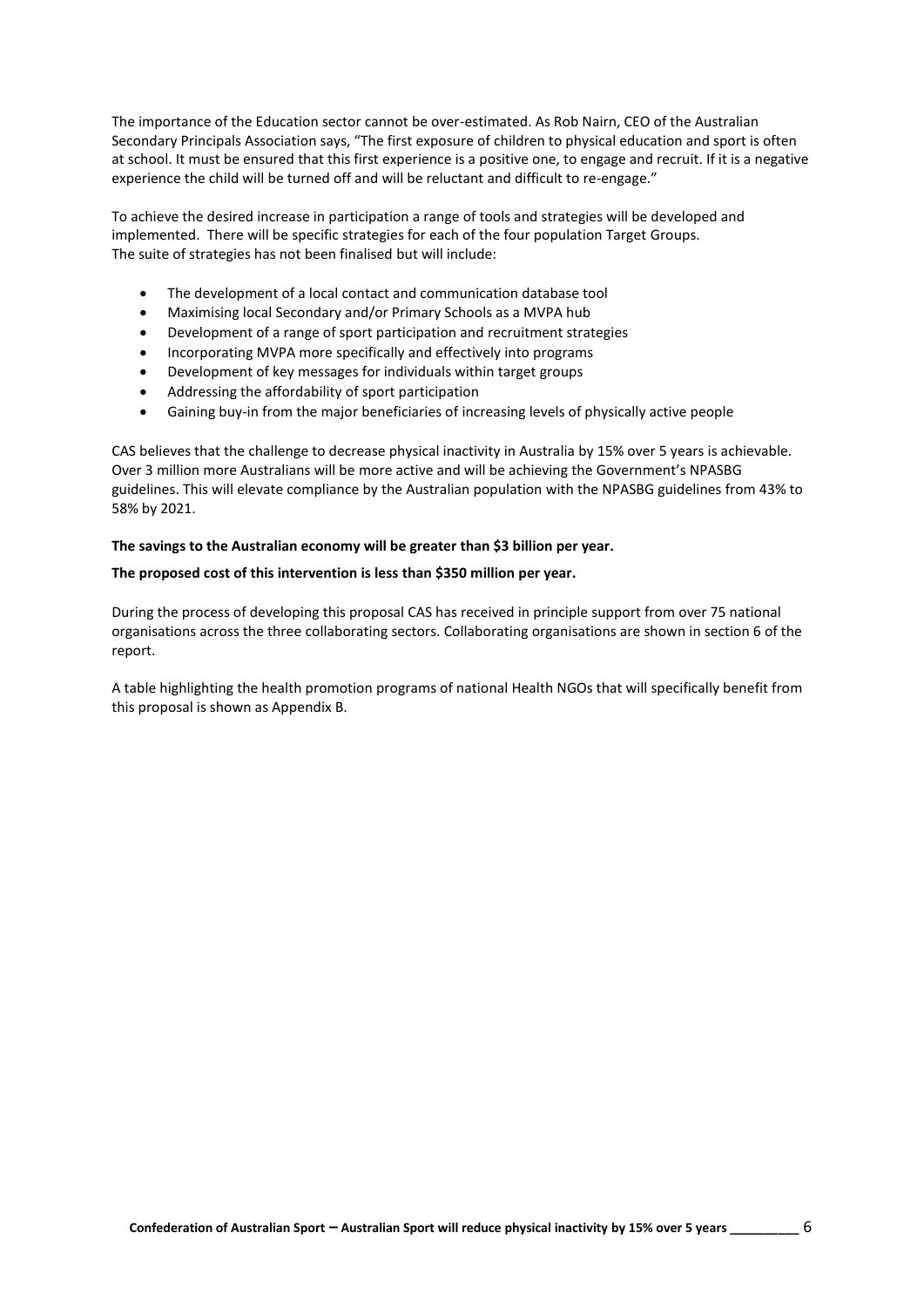The importance of the Education sector cannot be over-estimated. As Rob Nairn, CEO of the Australian Secondary Principals Association says, "The first exposure of children to physical education and sport is often at school. It must be ensured that this first experience is a positive one, to engage and recruit. If it is a negative experience the child will be turned off and will be reluctant and difficult to re-engage."

To achieve the desired increase in participation a range of tools and strategies will be developed and implemented. There will be specific strategies for each of the four population Target Groups. The suite of strategies has not been finalised but will include:

- The development of a local contact and communication database tool
- Maximising local Secondary and/or Primary Schools as a MVPA hub
- Development of a range of sport participation and recruitment strategies
- Incorporating MVPA more specifically and effectively into programs
- Development of key messages for individuals within target groups
- Addressing the affordability of sport participation
- Gaining buy-in from the major beneficiaries of increasing levels of physically active people

CAS believes that the challenge to decrease physical inactivity in Australia by 15% over 5 years is achievable. Over 3 million more Australians will be more active and will be achieving the Government's NPASBG guidelines. This will elevate compliance by the Australian population with the NPASBG guidelines from 43% to 58% by 2021.

**The savings to the Australian economy will be greater than $3 billion per year.**

**The proposed cost of this intervention is less than $350 million per year.**

During the process of developing this proposal CAS has received in principle support from over 75 national organisations across the three collaborating sectors. Collaborating organisations are shown in section 6 of the report.

A table highlighting the health promotion programs of national Health NGOs that will specifically benefit from this proposal is shown as Appendix B.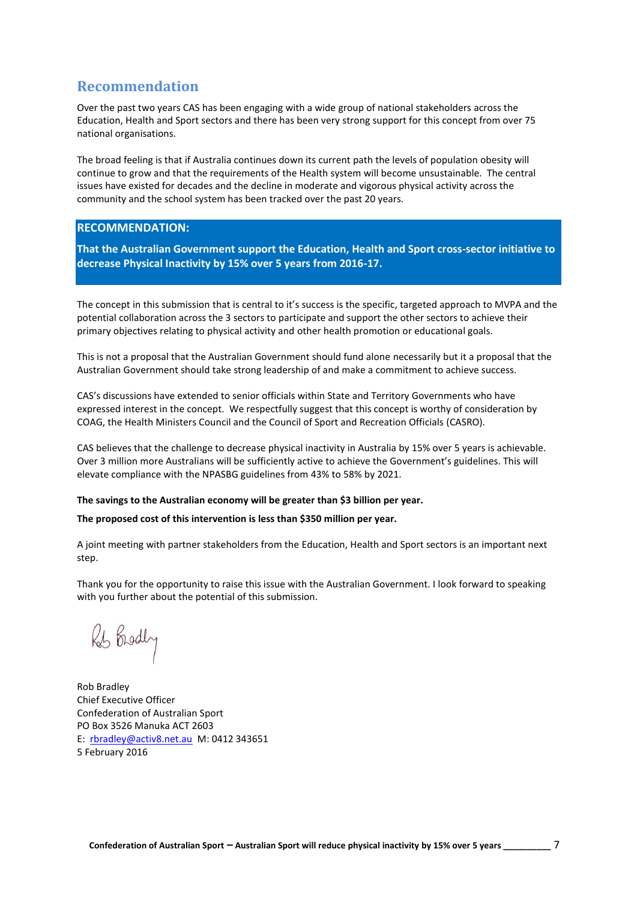## Recommendation

Over the past two years CAS has been engaging with a wide group of national stakeholders across the Education, Health and Sport sectors and there has been very strong support for this concept from over 75 national organisations.

The broad feeling is that if Australia continues down its current path the levels of population obesity will continue to grow and that the requirements of the Health system will become unsustainable. The central issues have existed for decades and the decline in moderate and vigorous physical activity across the community and the school system has been tracked over the past 20 years.

**RECOMMENDATION:**

**That the Australian Government support the Education, Health and Sport cross-sector initiative to decrease Physical Inactivity by 15% over 5 years from 2016-17.**

The concept in this submission that is central to it's success is the specific, targeted approach to MVPA and the potential collaboration across the 3 sectors to participate and support the other sectors to achieve their primary objectives relating to physical activity and other health promotion or educational goals.

This is not a proposal that the Australian Government should fund alone necessarily but it a proposal that the Australian Government should take strong leadership of and make a commitment to achieve success.

CAS's discussions have extended to senior officials within State and Territory Governments who have expressed interest in the concept. We respectfully suggest that this concept is worthy of consideration by COAG, the Health Ministers Council and the Council of Sport and Recreation Officials (CASRO).

CAS believes that the challenge to decrease physical inactivity in Australia by 15% over 5 years is achievable. Over 3 million more Australians will be sufficiently active to achieve the Government's guidelines. This will elevate compliance with the NPASBG guidelines from 43% to 58% by 2021.

**The savings to the Australian economy will be greater than $3 billion per year.**

**The proposed cost of this intervention is less than $350 million per year.**

A joint meeting with partner stakeholders from the Education, Health and Sport sectors is an important next step.

Thank you for the opportunity to raise this issue with the Australian Government. I look forward to speaking with you further about the potential of this submission.

Rob Bradley

Rob Bradley
Chief Executive Officer
Confederation of Australian Sport
PO Box 3526 Manuka ACT 2603
E: rbradley@activ8.net.au M: 0412 343651
5 February 2016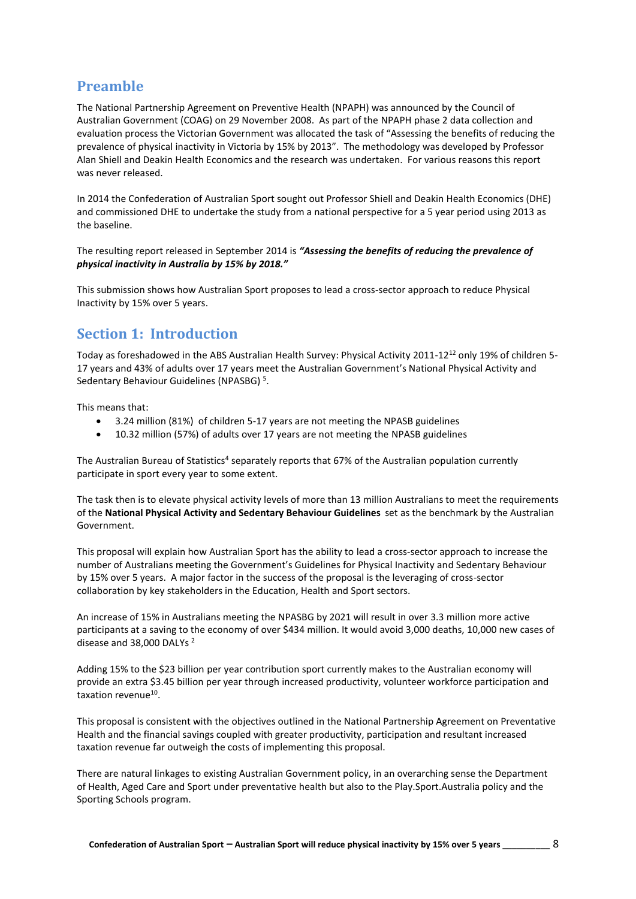## Preamble

The National Partnership Agreement on Preventive Health (NPAPH) was announced by the Council of Australian Government (COAG) on 29 November 2008. As part of the NPAPH phase 2 data collection and evaluation process the Victorian Government was allocated the task of "Assessing the benefits of reducing the prevalence of physical inactivity in Victoria by 15% by 2013". The methodology was developed by Professor Alan Shiell and Deakin Health Economics and the research was undertaken. For various reasons this report was never released.

In 2014 the Confederation of Australian Sport sought out Professor Shiell and Deakin Health Economics (DHE) and commissioned DHE to undertake the study from a national perspective for a 5 year period using 2013 as the baseline.

The resulting report released in September 2014 is ***"Assessing the benefits of reducing the prevalence of physical inactivity in Australia by 15% by 2018."***

This submission shows how Australian Sport proposes to lead a cross-sector approach to reduce Physical Inactivity by 15% over 5 years.

## Section 1: Introduction

Today as foreshadowed in the ABS Australian Health Survey: Physical Activity 2011-12[12] only 19% of children 5-17 years and 43% of adults over 17 years meet the Australian Government's National Physical Activity and Sedentary Behaviour Guidelines (NPASBG) [5].

This means that:

- 3.24 million (81%) of children 5-17 years are not meeting the NPASB guidelines
- 10.32 million (57%) of adults over 17 years are not meeting the NPASB guidelines

The Australian Bureau of Statistics[4] separately reports that 67% of the Australian population currently participate in sport every year to some extent.

The task then is to elevate physical activity levels of more than 13 million Australians to meet the requirements of the **National Physical Activity and Sedentary Behaviour Guidelines** set as the benchmark by the Australian Government.

This proposal will explain how Australian Sport has the ability to lead a cross-sector approach to increase the number of Australians meeting the Government's Guidelines for Physical Inactivity and Sedentary Behaviour by 15% over 5 years. A major factor in the success of the proposal is the leveraging of cross-sector collaboration by key stakeholders in the Education, Health and Sport sectors.

An increase of 15% in Australians meeting the NPASBG by 2021 will result in over 3.3 million more active participants at a saving to the economy of over $434 million. It would avoid 3,000 deaths, 10,000 new cases of disease and 38,000 DALYs [2]

Adding 15% to the $23 billion per year contribution sport currently makes to the Australian economy will provide an extra $3.45 billion per year through increased productivity, volunteer workforce participation and taxation revenue[10].

This proposal is consistent with the objectives outlined in the National Partnership Agreement on Preventative Health and the financial savings coupled with greater productivity, participation and resultant increased taxation revenue far outweigh the costs of implementing this proposal.

There are natural linkages to existing Australian Government policy, in an overarching sense the Department of Health, Aged Care and Sport under preventative health but also to the Play.Sport.Australia policy and the Sporting Schools program.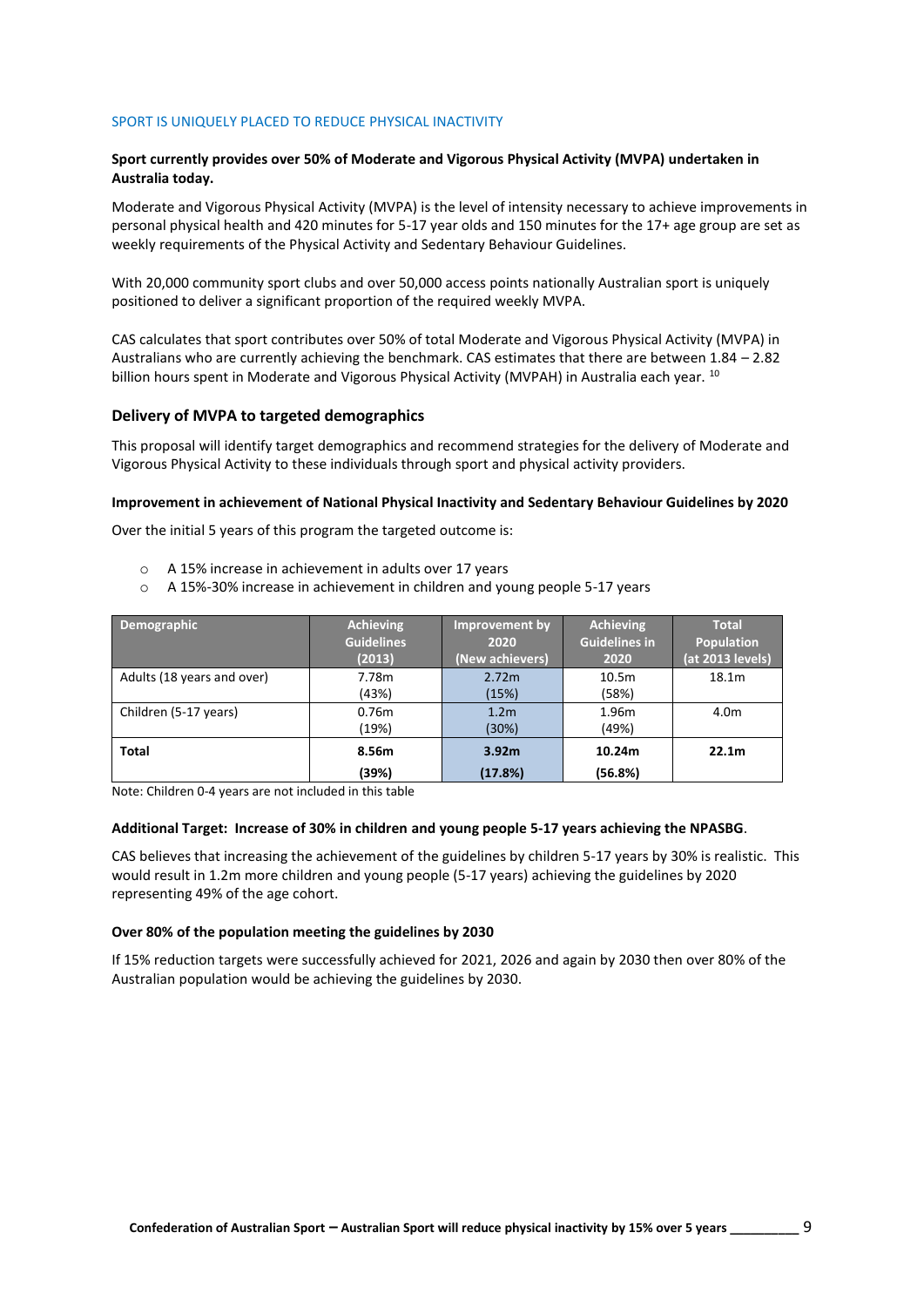SPORT IS UNIQUELY PLACED TO REDUCE PHYSICAL INACTIVITY

**Sport currently provides over 50% of Moderate and Vigorous Physical Activity (MVPA) undertaken in Australia today.**

Moderate and Vigorous Physical Activity (MVPA) is the level of intensity necessary to achieve improvements in personal physical health and 420 minutes for 5-17 year olds and 150 minutes for the 17+ age group are set as weekly requirements of the Physical Activity and Sedentary Behaviour Guidelines.

With 20,000 community sport clubs and over 50,000 access points nationally Australian sport is uniquely positioned to deliver a significant proportion of the required weekly MVPA.

CAS calculates that sport contributes over 50% of total Moderate and Vigorous Physical Activity (MVPA) in Australians who are currently achieving the benchmark. CAS estimates that there are between 1.84 – 2.82 billion hours spent in Moderate and Vigorous Physical Activity (MVPAH) in Australia each year. [10]

## Delivery of MVPA to targeted demographics

This proposal will identify target demographics and recommend strategies for the delivery of Moderate and Vigorous Physical Activity to these individuals through sport and physical activity providers.

**Improvement in achievement of National Physical Inactivity and Sedentary Behaviour Guidelines by 2020**

Over the initial 5 years of this program the targeted outcome is:

- A 15% increase in achievement in adults over 17 years
- A 15%-30% increase in achievement in children and young people 5-17 years

| Demographic | Achieving Guidelines (2013) | Improvement by 2020 (New achievers) | Achieving Guidelines in 2020 | Total Population (at 2013 levels) |
|---|---|---|---|---|
| Adults (18 years and over) | 7.78m (43%) | 2.72m (15%) | 10.5m (58%) | 18.1m |
| Children (5-17 years) | 0.76m (19%) | 1.2m (30%) | 1.96m (49%) | 4.0m |
| **Total** | **8.56m (39%)** | **3.92m (17.8%)** | **10.24m (56.8%)** | **22.1m** |

Note: Children 0-4 years are not included in this table

**Additional Target: Increase of 30% in children and young people 5-17 years achieving the NPASBG**.

CAS believes that increasing the achievement of the guidelines by children 5-17 years by 30% is realistic. This would result in 1.2m more children and young people (5-17 years) achieving the guidelines by 2020 representing 49% of the age cohort.

**Over 80% of the population meeting the guidelines by 2030**

If 15% reduction targets were successfully achieved for 2021, 2026 and again by 2030 then over 80% of the Australian population would be achieving the guidelines by 2030.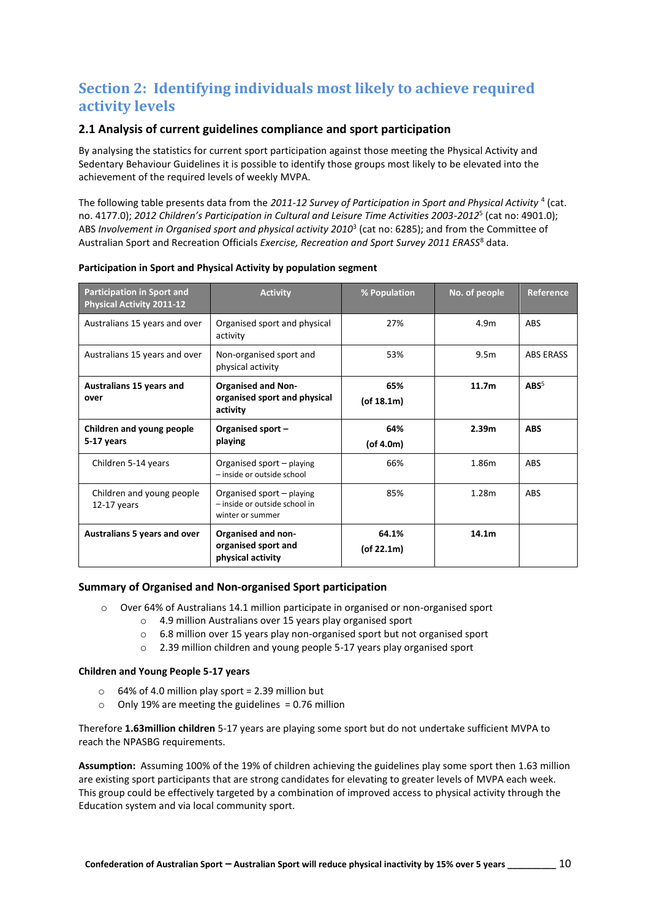# Section 2: Identifying individuals most likely to achieve required activity levels

## 2.1 Analysis of current guidelines compliance and sport participation

By analysing the statistics for current sport participation against those meeting the Physical Activity and Sedentary Behaviour Guidelines it is possible to identify those groups most likely to be elevated into the achievement of the required levels of weekly MVPA.

The following table presents data from the *2011-12 Survey of Participation in Sport and Physical Activity* [4] (cat. no. 4177.0); *2012 Children's Participation in Cultural and Leisure Time Activities 2003-2012*[5] (cat no: 4901.0); ABS *Involvement in Organised sport and physical activity 2010*[3] (cat no: 6285); and from the Committee of Australian Sport and Recreation Officials *Exercise, Recreation and Sport Survey 2011 ERASS*[8] data.

**Participation in Sport and Physical Activity by population segment**

| Participation in Sport and Physical Activity 2011-12 | Activity | % Population | No. of people | Reference |
|---|---|---|---|---|
| Australians 15 years and over | Organised sport and physical activity | 27% | 4.9m | ABS |
| Australians 15 years and over | Non-organised sport and physical activity | 53% | 9.5m | ABS ERASS |
| **Australians 15 years and over** | **Organised and Non-organised sport and physical activity** | **65% (of 18.1m)** | **11.7m** | **ABS**[5] |
| **Children and young people 5-17 years** | **Organised sport – playing** | **64% (of 4.0m)** | **2.39m** | **ABS** |
| Children 5-14 years | Organised sport – playing – inside or outside school | 66% | 1.86m | ABS |
| Children and young people 12-17 years | Organised sport – playing – inside or outside school in winter or summer | 85% | 1.28m | ABS |
| **Australians 5 years and over** | **Organised and non-organised sport and physical activity** | **64.1% (of 22.1m)** | **14.1m** | |

### Summary of Organised and Non-organised Sport participation

- Over 64% of Australians 14.1 million participate in organised or non-organised sport
  - 4.9 million Australians over 15 years play organised sport
  - 6.8 million over 15 years play non-organised sport but not organised sport
  - 2.39 million children and young people 5-17 years play organised sport

**Children and Young People 5-17 years**

- 64% of 4.0 million play sport = 2.39 million but
- Only 19% are meeting the guidelines = 0.76 million

Therefore **1.63million children** 5-17 years are playing some sport but do not undertake sufficient MVPA to reach the NPASBG requirements.

**Assumption:** Assuming 100% of the 19% of children achieving the guidelines play some sport then 1.63 million are existing sport participants that are strong candidates for elevating to greater levels of MVPA each week. This group could be effectively targeted by a combination of improved access to physical activity through the Education system and via local community sport.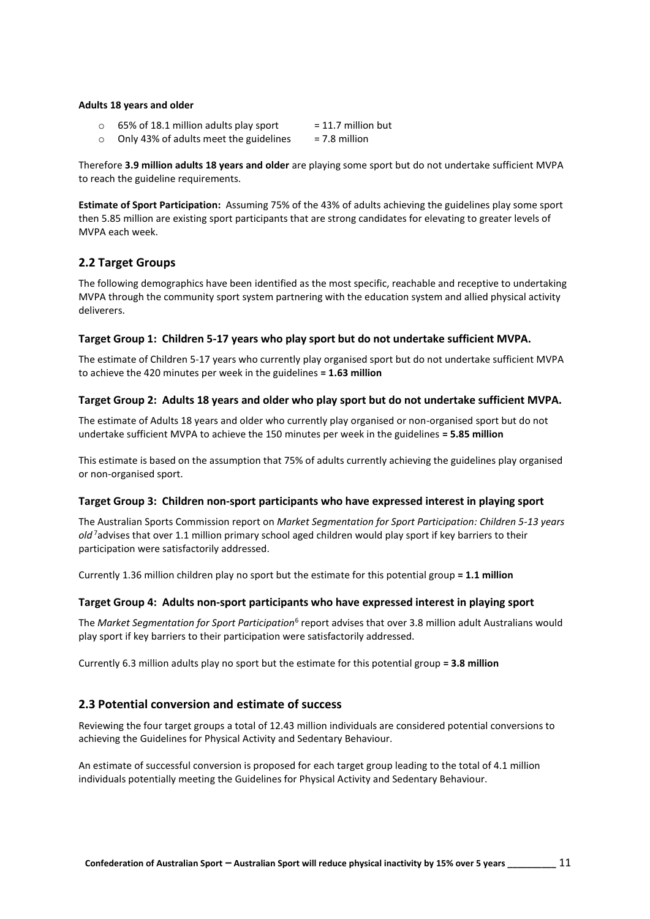**Adults 18 years and older**

- 65% of 18.1 million adults play sport = 11.7 million but
- Only 43% of adults meet the guidelines = 7.8 million

Therefore **3.9 million adults 18 years and older** are playing some sport but do not undertake sufficient MVPA to reach the guideline requirements.

**Estimate of Sport Participation:** Assuming 75% of the 43% of adults achieving the guidelines play some sport then 5.85 million are existing sport participants that are strong candidates for elevating to greater levels of MVPA each week.

## 2.2 Target Groups

The following demographics have been identified as the most specific, reachable and receptive to undertaking MVPA through the community sport system partnering with the education system and allied physical activity deliverers.

### Target Group 1: Children 5-17 years who play sport but do not undertake sufficient MVPA.

The estimate of Children 5-17 years who currently play organised sport but do not undertake sufficient MVPA to achieve the 420 minutes per week in the guidelines **= 1.63 million**

### Target Group 2: Adults 18 years and older who play sport but do not undertake sufficient MVPA.

The estimate of Adults 18 years and older who currently play organised or non-organised sport but do not undertake sufficient MVPA to achieve the 150 minutes per week in the guidelines **= 5.85 million**

This estimate is based on the assumption that 75% of adults currently achieving the guidelines play organised or non-organised sport.

### Target Group 3: Children non-sport participants who have expressed interest in playing sport

The Australian Sports Commission report on *Market Segmentation for Sport Participation: Children 5-13 years old*[7] advises that over 1.1 million primary school aged children would play sport if key barriers to their participation were satisfactorily addressed.

Currently 1.36 million children play no sport but the estimate for this potential group **= 1.1 million**

### Target Group 4: Adults non-sport participants who have expressed interest in playing sport

The *Market Segmentation for Sport Participation*[6] report advises that over 3.8 million adult Australians would play sport if key barriers to their participation were satisfactorily addressed.

Currently 6.3 million adults play no sport but the estimate for this potential group **= 3.8 million**

## 2.3 Potential conversion and estimate of success

Reviewing the four target groups a total of 12.43 million individuals are considered potential conversions to achieving the Guidelines for Physical Activity and Sedentary Behaviour.

An estimate of successful conversion is proposed for each target group leading to the total of 4.1 million individuals potentially meeting the Guidelines for Physical Activity and Sedentary Behaviour.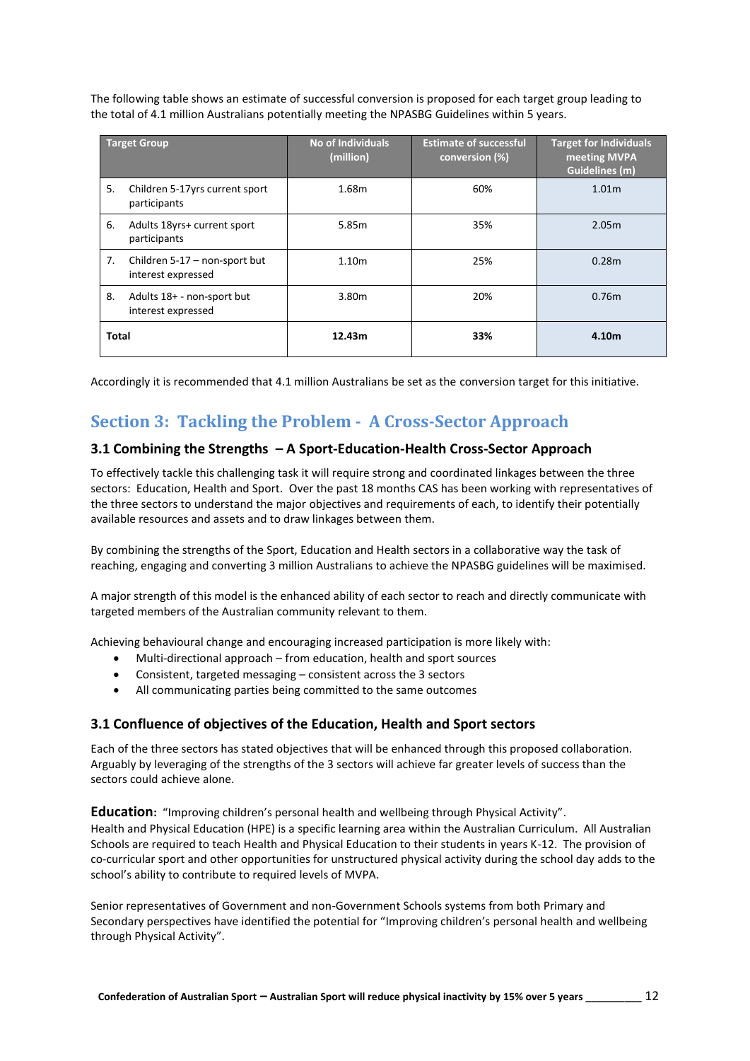The following table shows an estimate of successful conversion is proposed for each target group leading to the total of 4.1 million Australians potentially meeting the NPASBG Guidelines within 5 years.

| Target Group | No of Individuals (million) | Estimate of successful conversion (%) | Target for Individuals meeting MVPA Guidelines (m) |
|---|---|---|---|
| 5. Children 5-17yrs current sport participants | 1.68m | 60% | 1.01m |
| 6. Adults 18yrs+ current sport participants | 5.85m | 35% | 2.05m |
| 7. Children 5-17 – non-sport but interest expressed | 1.10m | 25% | 0.28m |
| 8. Adults 18+ - non-sport but interest expressed | 3.80m | 20% | 0.76m |
| **Total** | **12.43m** | **33%** | **4.10m** |

Accordingly it is recommended that 4.1 million Australians be set as the conversion target for this initiative.

# Section 3: Tackling the Problem - A Cross-Sector Approach

## 3.1 Combining the Strengths – A Sport-Education-Health Cross-Sector Approach

To effectively tackle this challenging task it will require strong and coordinated linkages between the three sectors: Education, Health and Sport. Over the past 18 months CAS has been working with representatives of the three sectors to understand the major objectives and requirements of each, to identify their potentially available resources and assets and to draw linkages between them.

By combining the strengths of the Sport, Education and Health sectors in a collaborative way the task of reaching, engaging and converting 3 million Australians to achieve the NPASBG guidelines will be maximised.

A major strength of this model is the enhanced ability of each sector to reach and directly communicate with targeted members of the Australian community relevant to them.

Achieving behavioural change and encouraging increased participation is more likely with:

- Multi-directional approach – from education, health and sport sources
- Consistent, targeted messaging – consistent across the 3 sectors
- All communicating parties being committed to the same outcomes

## 3.1 Confluence of objectives of the Education, Health and Sport sectors

Each of the three sectors has stated objectives that will be enhanced through this proposed collaboration. Arguably by leveraging of the strengths of the 3 sectors will achieve far greater levels of success than the sectors could achieve alone.

**Education:** "Improving children's personal health and wellbeing through Physical Activity".
Health and Physical Education (HPE) is a specific learning area within the Australian Curriculum. All Australian Schools are required to teach Health and Physical Education to their students in years K-12. The provision of co-curricular sport and other opportunities for unstructured physical activity during the school day adds to the school's ability to contribute to required levels of MVPA.

Senior representatives of Government and non-Government Schools systems from both Primary and Secondary perspectives have identified the potential for "Improving children's personal health and wellbeing through Physical Activity".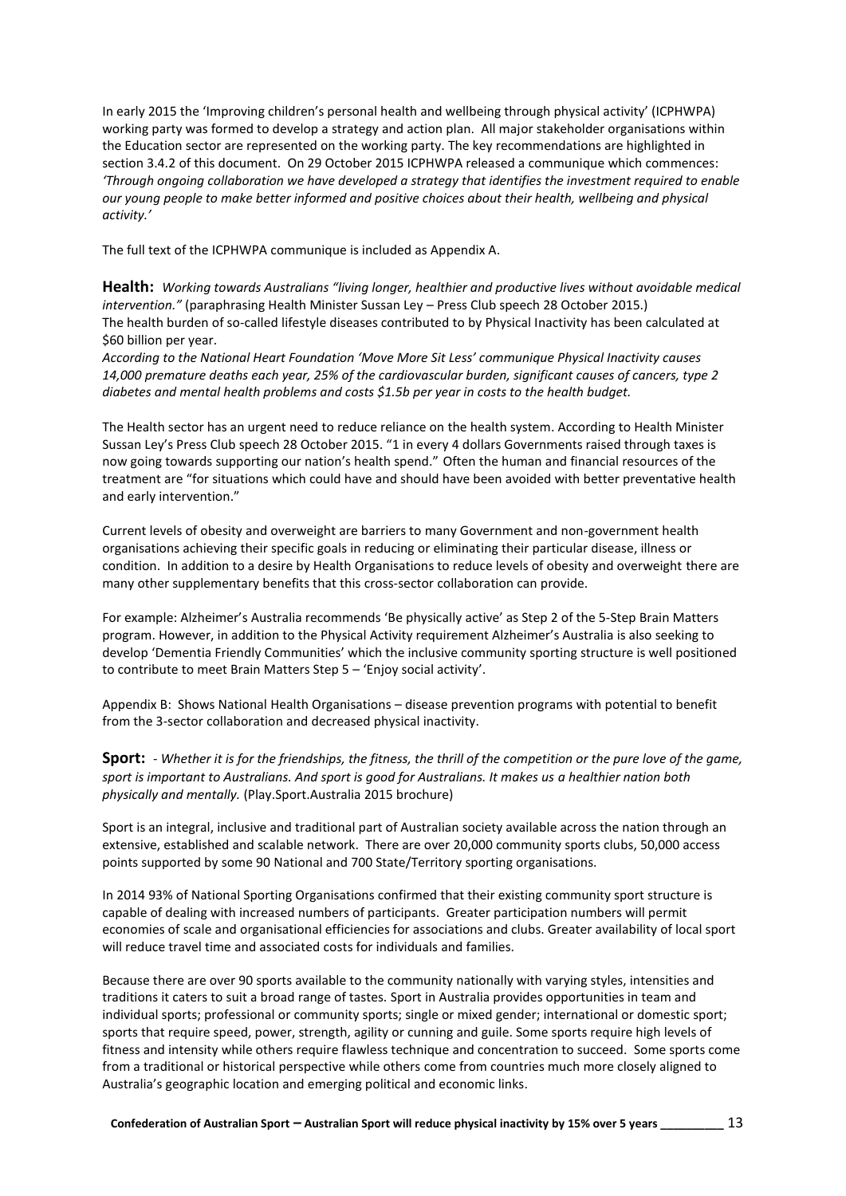In early 2015 the 'Improving children's personal health and wellbeing through physical activity' (ICPHWPA) working party was formed to develop a strategy and action plan. All major stakeholder organisations within the Education sector are represented on the working party. The key recommendations are highlighted in section 3.4.2 of this document. On 29 October 2015 ICPHWPA released a communique which commences: *'Through ongoing collaboration we have developed a strategy that identifies the investment required to enable our young people to make better informed and positive choices about their health, wellbeing and physical activity.'*

The full text of the ICPHWPA communique is included as Appendix A.

**Health:** *Working towards Australians "living longer, healthier and productive lives without avoidable medical intervention."* (paraphrasing Health Minister Sussan Ley – Press Club speech 28 October 2015.)
The health burden of so-called lifestyle diseases contributed to by Physical Inactivity has been calculated at $60 billion per year.
*According to the National Heart Foundation 'Move More Sit Less' communique Physical Inactivity causes 14,000 premature deaths each year, 25% of the cardiovascular burden, significant causes of cancers, type 2 diabetes and mental health problems and costs $1.5b per year in costs to the health budget.*

The Health sector has an urgent need to reduce reliance on the health system. According to Health Minister Sussan Ley's Press Club speech 28 October 2015. "1 in every 4 dollars Governments raised through taxes is now going towards supporting our nation's health spend." Often the human and financial resources of the treatment are "for situations which could have and should have been avoided with better preventative health and early intervention."

Current levels of obesity and overweight are barriers to many Government and non-government health organisations achieving their specific goals in reducing or eliminating their particular disease, illness or condition. In addition to a desire by Health Organisations to reduce levels of obesity and overweight there are many other supplementary benefits that this cross-sector collaboration can provide.

For example: Alzheimer's Australia recommends 'Be physically active' as Step 2 of the 5-Step Brain Matters program. However, in addition to the Physical Activity requirement Alzheimer's Australia is also seeking to develop 'Dementia Friendly Communities' which the inclusive community sporting structure is well positioned to contribute to meet Brain Matters Step 5 – 'Enjoy social activity'.

Appendix B: Shows National Health Organisations – disease prevention programs with potential to benefit from the 3-sector collaboration and decreased physical inactivity.

**Sport:** - *Whether it is for the friendships, the fitness, the thrill of the competition or the pure love of the game, sport is important to Australians. And sport is good for Australians. It makes us a healthier nation both physically and mentally.* (Play.Sport.Australia 2015 brochure)

Sport is an integral, inclusive and traditional part of Australian society available across the nation through an extensive, established and scalable network. There are over 20,000 community sports clubs, 50,000 access points supported by some 90 National and 700 State/Territory sporting organisations.

In 2014 93% of National Sporting Organisations confirmed that their existing community sport structure is capable of dealing with increased numbers of participants. Greater participation numbers will permit economies of scale and organisational efficiencies for associations and clubs. Greater availability of local sport will reduce travel time and associated costs for individuals and families.

Because there are over 90 sports available to the community nationally with varying styles, intensities and traditions it caters to suit a broad range of tastes. Sport in Australia provides opportunities in team and individual sports; professional or community sports; single or mixed gender; international or domestic sport; sports that require speed, power, strength, agility or cunning and guile. Some sports require high levels of fitness and intensity while others require flawless technique and concentration to succeed. Some sports come from a traditional or historical perspective while others come from countries much more closely aligned to Australia's geographic location and emerging political and economic links.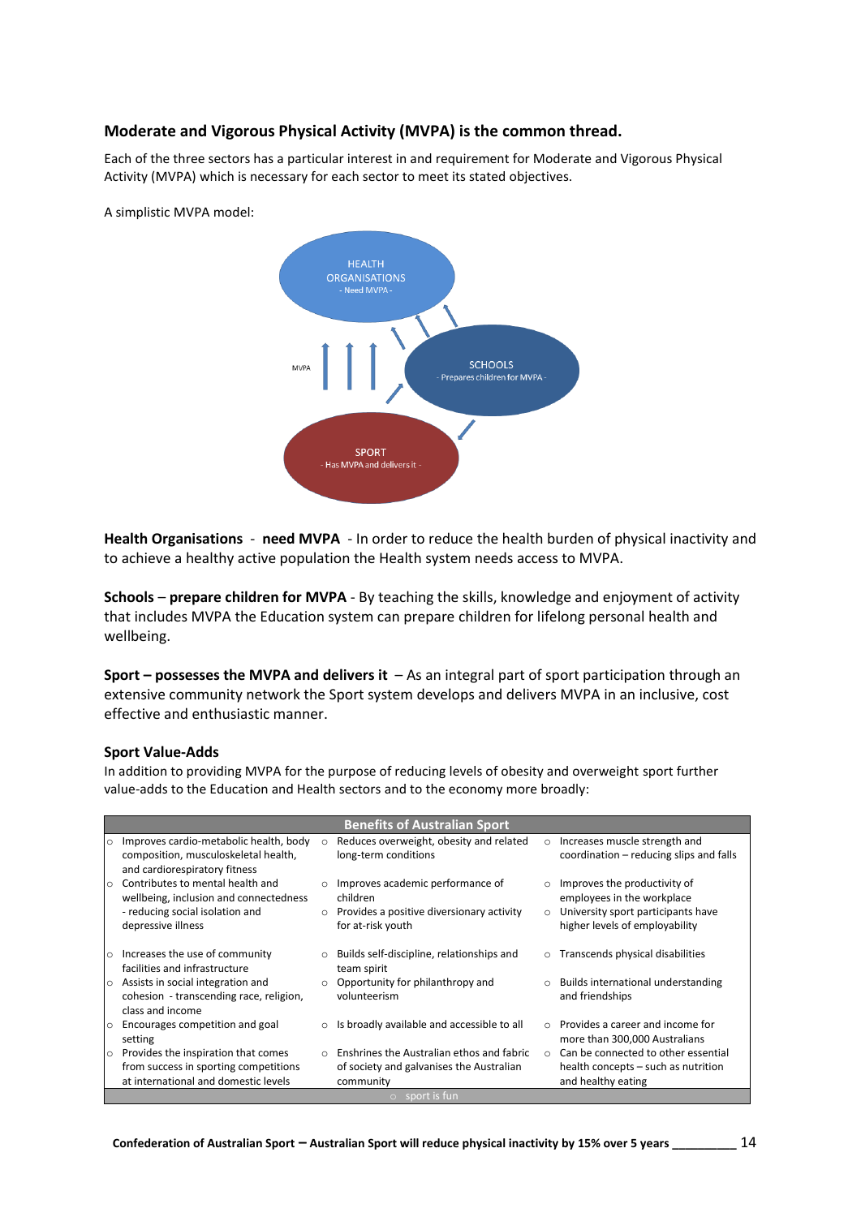## Moderate and Vigorous Physical Activity (MVPA) is the common thread.

Each of the three sectors has a particular interest in and requirement for Moderate and Vigorous Physical Activity (MVPA) which is necessary for each sector to meet its stated objectives.

A simplistic MVPA model:

HEALTH ORGANISATIONS - Need MVPA -

SCHOOLS - Prepares children for MVPA -

SPORT - Has MVPA and delivers it -

MVPA

**Health Organisations** - **need MVPA** - In order to reduce the health burden of physical inactivity and to achieve a healthy active population the Health system needs access to MVPA.

**Schools** – **prepare children for MVPA** - By teaching the skills, knowledge and enjoyment of activity that includes MVPA the Education system can prepare children for lifelong personal health and wellbeing.

**Sport – possesses the MVPA and delivers it** – As an integral part of sport participation through an extensive community network the Sport system develops and delivers MVPA in an inclusive, cost effective and enthusiastic manner.

### Sport Value-Adds

In addition to providing MVPA for the purpose of reducing levels of obesity and overweight sport further value-adds to the Education and Health sectors and to the economy more broadly:

| Benefits of Australian Sport | | |
|---|---|---|
| ○ Improves cardio-metabolic health, body composition, musculoskeletal health, and cardiorespiratory fitness | ○ Reduces overweight, obesity and related long-term conditions | ○ Increases muscle strength and coordination – reducing slips and falls |
| ○ Contributes to mental health and wellbeing, inclusion and connectedness - reducing social isolation and depressive illness | ○ Improves academic performance of children<br>○ Provides a positive diversionary activity for at-risk youth | ○ Improves the productivity of employees in the workplace<br>○ University sport participants have higher levels of employability |
| ○ Increases the use of community facilities and infrastructure | ○ Builds self-discipline, relationships and team spirit | ○ Transcends physical disabilities |
| ○ Assists in social integration and cohesion - transcending race, religion, class and income | ○ Opportunity for philanthropy and volunteerism | ○ Builds international understanding and friendships |
| ○ Encourages competition and goal setting | ○ Is broadly available and accessible to all | ○ Provides a career and income for more than 300,000 Australians |
| ○ Provides the inspiration that comes from success in sporting competitions at international and domestic levels | ○ Enshrines the Australian ethos and fabric of society and galvanises the Australian community | ○ Can be connected to other essential health concepts – such as nutrition and healthy eating |
| | ○ sport is fun | |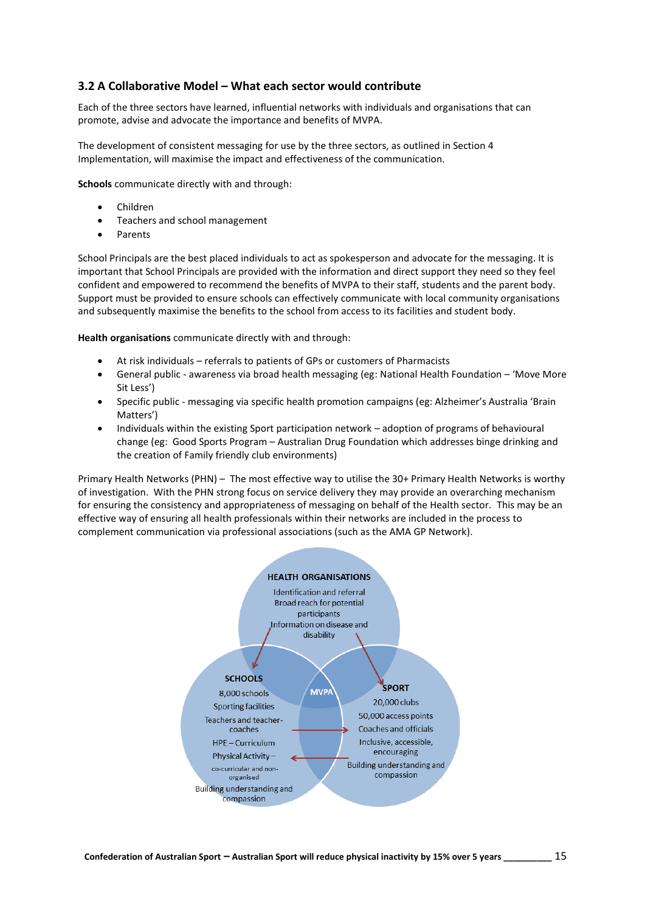## 3.2 A Collaborative Model – What each sector would contribute

Each of the three sectors have learned, influential networks with individuals and organisations that can promote, advise and advocate the importance and benefits of MVPA.

The development of consistent messaging for use by the three sectors, as outlined in Section 4 Implementation, will maximise the impact and effectiveness of the communication.

**Schools** communicate directly with and through:

- Children
- Teachers and school management
- Parents

School Principals are the best placed individuals to act as spokesperson and advocate for the messaging. It is important that School Principals are provided with the information and direct support they need so they feel confident and empowered to recommend the benefits of MVPA to their staff, students and the parent body. Support must be provided to ensure schools can effectively communicate with local community organisations and subsequently maximise the benefits to the school from access to its facilities and student body.

**Health organisations** communicate directly with and through:

- At risk individuals – referrals to patients of GPs or customers of Pharmacists
- General public - awareness via broad health messaging (eg: National Health Foundation – 'Move More Sit Less')
- Specific public - messaging via specific health promotion campaigns (eg: Alzheimer's Australia 'Brain Matters')
- Individuals within the existing Sport participation network – adoption of programs of behavioural change (eg: Good Sports Program – Australian Drug Foundation which addresses binge drinking and the creation of Family friendly club environments)

Primary Health Networks (PHN) – The most effective way to utilise the 30+ Primary Health Networks is worthy of investigation. With the PHN strong focus on service delivery they may provide an overarching mechanism for ensuring the consistency and appropriateness of messaging on behalf of the Health sector. This may be an effective way of ensuring all health professionals within their networks are included in the process to complement communication via professional associations (such as the AMA GP Network).

HEALTH ORGANISATIONS
Identification and referral
Broad reach for potential participants
Information on disease and disability

SCHOOLS
8,000 schools
Sporting facilities
Teachers and teacher-coaches
HPE – Curriculum
Physical Activity – co-curricular and non-organised
Building understanding and compassion

MVPA

SPORT
20,000 clubs
50,000 access points
Coaches and officials
Inclusive, accessible, encouraging
Building understanding and compassion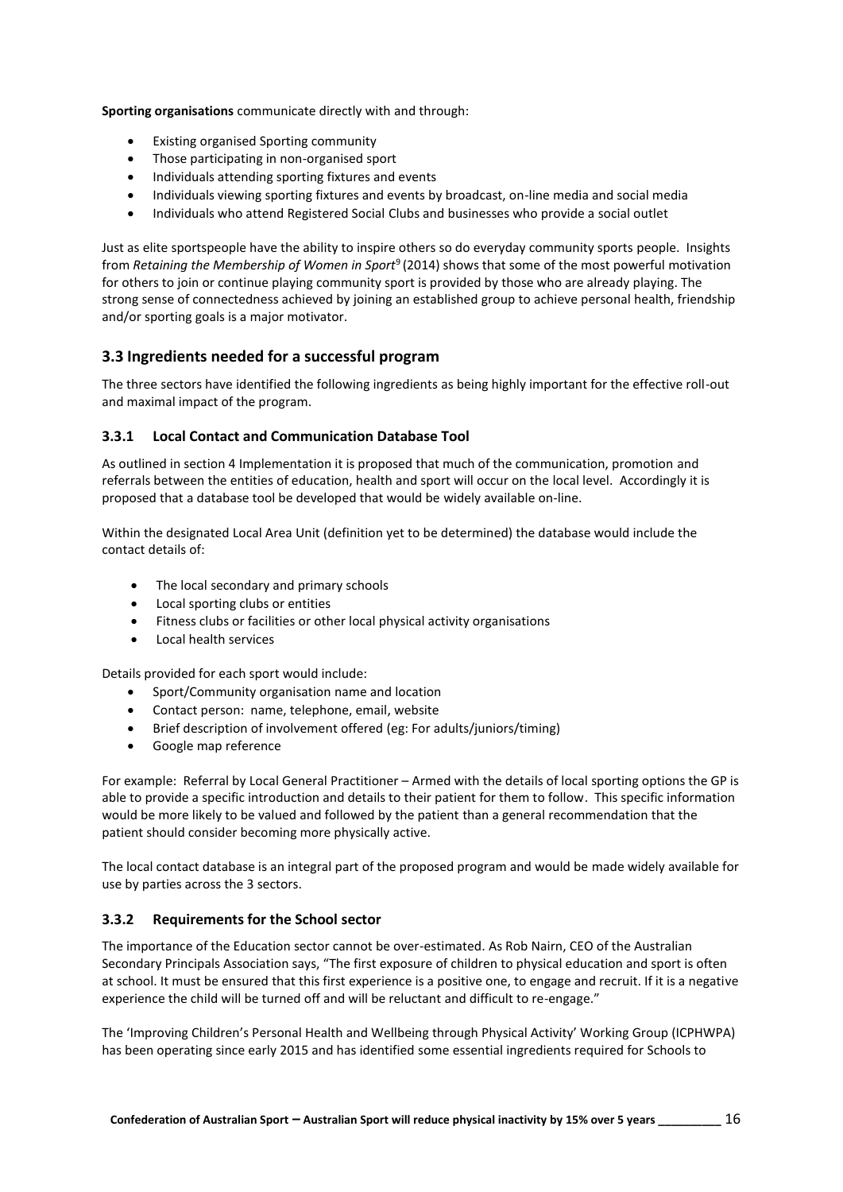**Sporting organisations** communicate directly with and through:

- Existing organised Sporting community
- Those participating in non-organised sport
- Individuals attending sporting fixtures and events
- Individuals viewing sporting fixtures and events by broadcast, on-line media and social media
- Individuals who attend Registered Social Clubs and businesses who provide a social outlet

Just as elite sportspeople have the ability to inspire others so do everyday community sports people. Insights from *Retaining the Membership of Women in Sport*[9] (2014) shows that some of the most powerful motivation for others to join or continue playing community sport is provided by those who are already playing. The strong sense of connectedness achieved by joining an established group to achieve personal health, friendship and/or sporting goals is a major motivator.

## 3.3 Ingredients needed for a successful program

The three sectors have identified the following ingredients as being highly important for the effective roll-out and maximal impact of the program.

### 3.3.1 Local Contact and Communication Database Tool

As outlined in section 4 Implementation it is proposed that much of the communication, promotion and referrals between the entities of education, health and sport will occur on the local level. Accordingly it is proposed that a database tool be developed that would be widely available on-line.

Within the designated Local Area Unit (definition yet to be determined) the database would include the contact details of:

- The local secondary and primary schools
- Local sporting clubs or entities
- Fitness clubs or facilities or other local physical activity organisations
- Local health services

Details provided for each sport would include:

- Sport/Community organisation name and location
- Contact person: name, telephone, email, website
- Brief description of involvement offered (eg: For adults/juniors/timing)
- Google map reference

For example: Referral by Local General Practitioner – Armed with the details of local sporting options the GP is able to provide a specific introduction and details to their patient for them to follow. This specific information would be more likely to be valued and followed by the patient than a general recommendation that the patient should consider becoming more physically active.

The local contact database is an integral part of the proposed program and would be made widely available for use by parties across the 3 sectors.

### 3.3.2 Requirements for the School sector

The importance of the Education sector cannot be over-estimated. As Rob Nairn, CEO of the Australian Secondary Principals Association says, "The first exposure of children to physical education and sport is often at school. It must be ensured that this first experience is a positive one, to engage and recruit. If it is a negative experience the child will be turned off and will be reluctant and difficult to re-engage."

The 'Improving Children's Personal Health and Wellbeing through Physical Activity' Working Group (ICPHWPA) has been operating since early 2015 and has identified some essential ingredients required for Schools to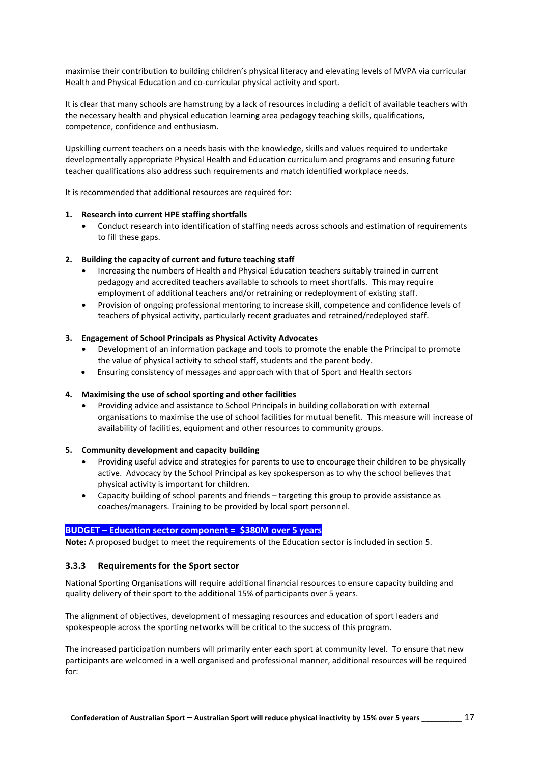maximise their contribution to building children's physical literacy and elevating levels of MVPA via curricular Health and Physical Education and co-curricular physical activity and sport.

It is clear that many schools are hamstrung by a lack of resources including a deficit of available teachers with the necessary health and physical education learning area pedagogy teaching skills, qualifications, competence, confidence and enthusiasm.

Upskilling current teachers on a needs basis with the knowledge, skills and values required to undertake developmentally appropriate Physical Health and Education curriculum and programs and ensuring future teacher qualifications also address such requirements and match identified workplace needs.

It is recommended that additional resources are required for:

1. **Research into current HPE staffing shortfalls**
   - Conduct research into identification of staffing needs across schools and estimation of requirements to fill these gaps.

2. **Building the capacity of current and future teaching staff**
   - Increasing the numbers of Health and Physical Education teachers suitably trained in current pedagogy and accredited teachers available to schools to meet shortfalls. This may require employment of additional teachers and/or retraining or redeployment of existing staff.
   - Provision of ongoing professional mentoring to increase skill, competence and confidence levels of teachers of physical activity, particularly recent graduates and retrained/redeployed staff.

3. **Engagement of School Principals as Physical Activity Advocates**
   - Development of an information package and tools to promote the enable the Principal to promote the value of physical activity to school staff, students and the parent body.
   - Ensuring consistency of messages and approach with that of Sport and Health sectors

4. **Maximising the use of school sporting and other facilities**
   - Providing advice and assistance to School Principals in building collaboration with external organisations to maximise the use of school facilities for mutual benefit. This measure will increase of availability of facilities, equipment and other resources to community groups.

5. **Community development and capacity building**
   - Providing useful advice and strategies for parents to use to encourage their children to be physically active. Advocacy by the School Principal as key spokesperson as to why the school believes that physical activity is important for children.
   - Capacity building of school parents and friends – targeting this group to provide assistance as coaches/managers. Training to be provided by local sport personnel.

**BUDGET – Education sector component = $380M over 5 years**

**Note:** A proposed budget to meet the requirements of the Education sector is included in section 5.

### 3.3.3 Requirements for the Sport sector

National Sporting Organisations will require additional financial resources to ensure capacity building and quality delivery of their sport to the additional 15% of participants over 5 years.

The alignment of objectives, development of messaging resources and education of sport leaders and spokespeople across the sporting networks will be critical to the success of this program.

The increased participation numbers will primarily enter each sport at community level. To ensure that new participants are welcomed in a well organised and professional manner, additional resources will be required for: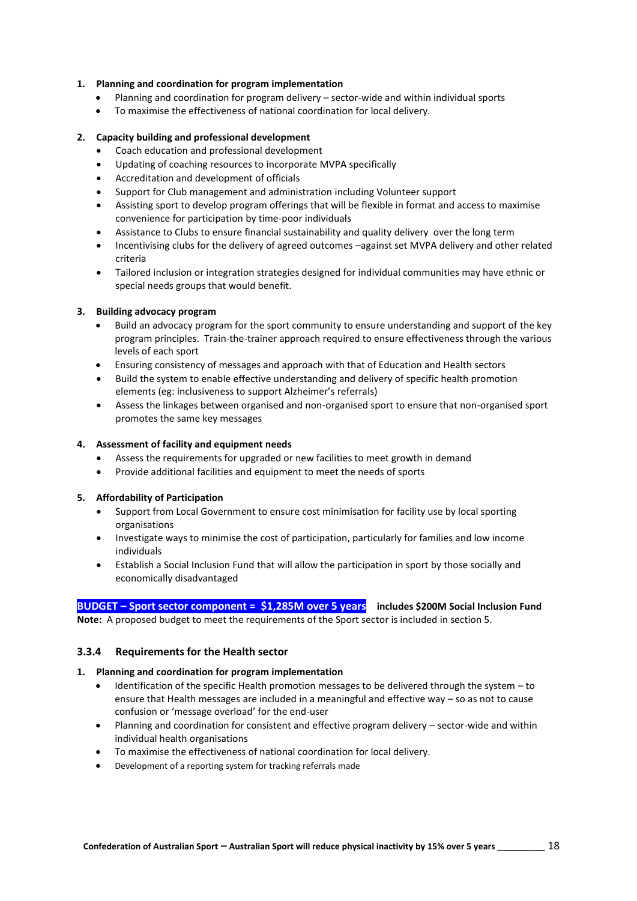1. **Planning and coordination for program implementation**
    - Planning and coordination for program delivery – sector-wide and within individual sports
    - To maximise the effectiveness of national coordination for local delivery.

2. **Capacity building and professional development**
    - Coach education and professional development
    - Updating of coaching resources to incorporate MVPA specifically
    - Accreditation and development of officials
    - Support for Club management and administration including Volunteer support
    - Assisting sport to develop program offerings that will be flexible in format and access to maximise convenience for participation by time-poor individuals
    - Assistance to Clubs to ensure financial sustainability and quality delivery over the long term
    - Incentivising clubs for the delivery of agreed outcomes –against set MVPA delivery and other related criteria
    - Tailored inclusion or integration strategies designed for individual communities may have ethnic or special needs groups that would benefit.

3. **Building advocacy program**
    - Build an advocacy program for the sport community to ensure understanding and support of the key program principles. Train-the-trainer approach required to ensure effectiveness through the various levels of each sport
    - Ensuring consistency of messages and approach with that of Education and Health sectors
    - Build the system to enable effective understanding and delivery of specific health promotion elements (eg: inclusiveness to support Alzheimer's referrals)
    - Assess the linkages between organised and non-organised sport to ensure that non-organised sport promotes the same key messages

4. **Assessment of facility and equipment needs**
    - Assess the requirements for upgraded or new facilities to meet growth in demand
    - Provide additional facilities and equipment to meet the needs of sports

5. **Affordability of Participation**
    - Support from Local Government to ensure cost minimisation for facility use by local sporting organisations
    - Investigate ways to minimise the cost of participation, particularly for families and low income individuals
    - Establish a Social Inclusion Fund that will allow the participation in sport by those socially and economically disadvantaged

**BUDGET – Sport sector component = $1,285M over 5 years** **includes $200M Social Inclusion Fund**
**Note:** A proposed budget to meet the requirements of the Sport sector is included in section 5.

### 3.3.4 Requirements for the Health sector

1. **Planning and coordination for program implementation**
    - Identification of the specific Health promotion messages to be delivered through the system – to ensure that Health messages are included in a meaningful and effective way – so as not to cause confusion or 'message overload' for the end-user
    - Planning and coordination for consistent and effective program delivery – sector-wide and within individual health organisations
    - To maximise the effectiveness of national coordination for local delivery.
    - Development of a reporting system for tracking referrals made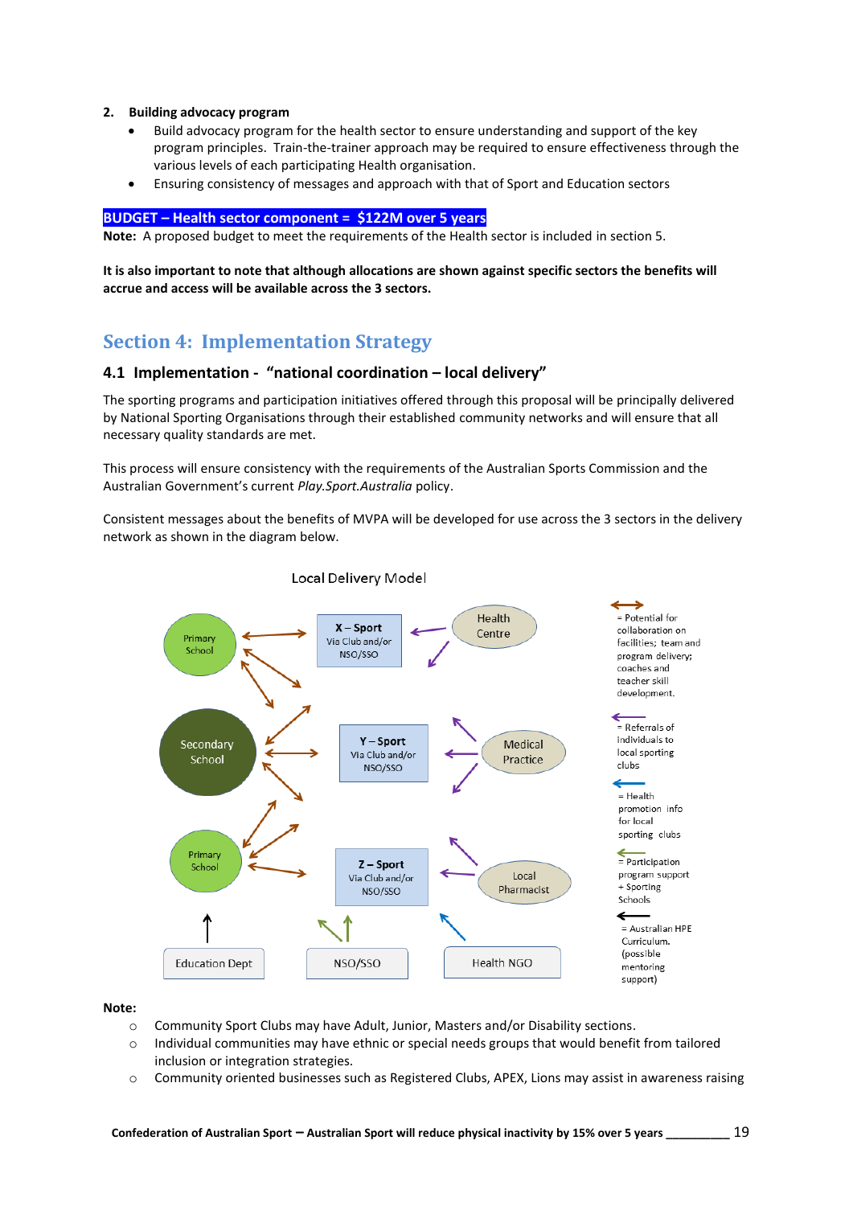2. **Building advocacy program**
   - Build advocacy program for the health sector to ensure understanding and support of the key program principles. Train-the-trainer approach may be required to ensure effectiveness through the various levels of each participating Health organisation.
   - Ensuring consistency of messages and approach with that of Sport and Education sectors

**BUDGET – Health sector component = $122M over 5 years**

**Note:** A proposed budget to meet the requirements of the Health sector is included in section 5.

**It is also important to note that although allocations are shown against specific sectors the benefits will accrue and access will be available across the 3 sectors.**

# Section 4: Implementation Strategy

## 4.1 Implementation - "national coordination – local delivery"

The sporting programs and participation initiatives offered through this proposal will be principally delivered by National Sporting Organisations through their established community networks and will ensure that all necessary quality standards are met.

This process will ensure consistency with the requirements of the Australian Sports Commission and the Australian Government's current *Play.Sport.Australia* policy.

Consistent messages about the benefits of MVPA will be developed for use across the 3 sectors in the delivery network as shown in the diagram below.

Local Delivery Model

Primary School; Secondary School; Primary School; X – Sport Via Club and/or NSO/SSO; Y – Sport Via Club and/or NSO/SSO; Z – Sport Via Club and/or NSO/SSO; Health Centre; Medical Practice; Local Pharmacist; Education Dept; NSO/SSO; Health NGO

- ↔ (brown) = Potential for collaboration on facilities; team and program delivery; coaches and teacher skill development.
- ← (purple) = Referrals of individuals to local sporting clubs
- ← (blue) = Health promotion info for local sporting clubs
- ← (green) = Participation program support + Sporting Schools
- ← (black) = Australian HPE Curriculum. (possible mentoring support)

**Note:**

- Community Sport Clubs may have Adult, Junior, Masters and/or Disability sections.
- Individual communities may have ethnic or special needs groups that would benefit from tailored inclusion or integration strategies.
- Community oriented businesses such as Registered Clubs, APEX, Lions may assist in awareness raising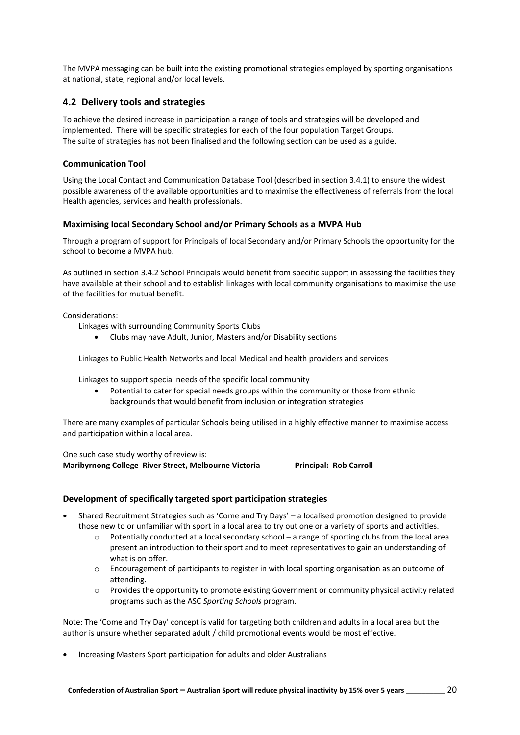The MVPA messaging can be built into the existing promotional strategies employed by sporting organisations at national, state, regional and/or local levels.

## 4.2 Delivery tools and strategies

To achieve the desired increase in participation a range of tools and strategies will be developed and implemented. There will be specific strategies for each of the four population Target Groups. The suite of strategies has not been finalised and the following section can be used as a guide.

### Communication Tool

Using the Local Contact and Communication Database Tool (described in section 3.4.1) to ensure the widest possible awareness of the available opportunities and to maximise the effectiveness of referrals from the local Health agencies, services and health professionals.

### Maximising local Secondary School and/or Primary Schools as a MVPA Hub

Through a program of support for Principals of local Secondary and/or Primary Schools the opportunity for the school to become a MVPA hub.

As outlined in section 3.4.2 School Principals would benefit from specific support in assessing the facilities they have available at their school and to establish linkages with local community organisations to maximise the use of the facilities for mutual benefit.

Considerations:

Linkages with surrounding Community Sports Clubs

- Clubs may have Adult, Junior, Masters and/or Disability sections

Linkages to Public Health Networks and local Medical and health providers and services

Linkages to support special needs of the specific local community

- Potential to cater for special needs groups within the community or those from ethnic backgrounds that would benefit from inclusion or integration strategies

There are many examples of particular Schools being utilised in a highly effective manner to maximise access and participation within a local area.

One such case study worthy of review is:
**Maribyrnong College River Street, Melbourne Victoria** **Principal: Rob Carroll**

### Development of specifically targeted sport participation strategies

- Shared Recruitment Strategies such as 'Come and Try Days' – a localised promotion designed to provide those new to or unfamiliar with sport in a local area to try out one or a variety of sports and activities.
  - Potentially conducted at a local secondary school – a range of sporting clubs from the local area present an introduction to their sport and to meet representatives to gain an understanding of what is on offer.
  - Encouragement of participants to register in with local sporting organisation as an outcome of attending.
  - Provides the opportunity to promote existing Government or community physical activity related programs such as the ASC *Sporting Schools* program.

Note: The 'Come and Try Day' concept is valid for targeting both children and adults in a local area but the author is unsure whether separated adult / child promotional events would be most effective.

- Increasing Masters Sport participation for adults and older Australians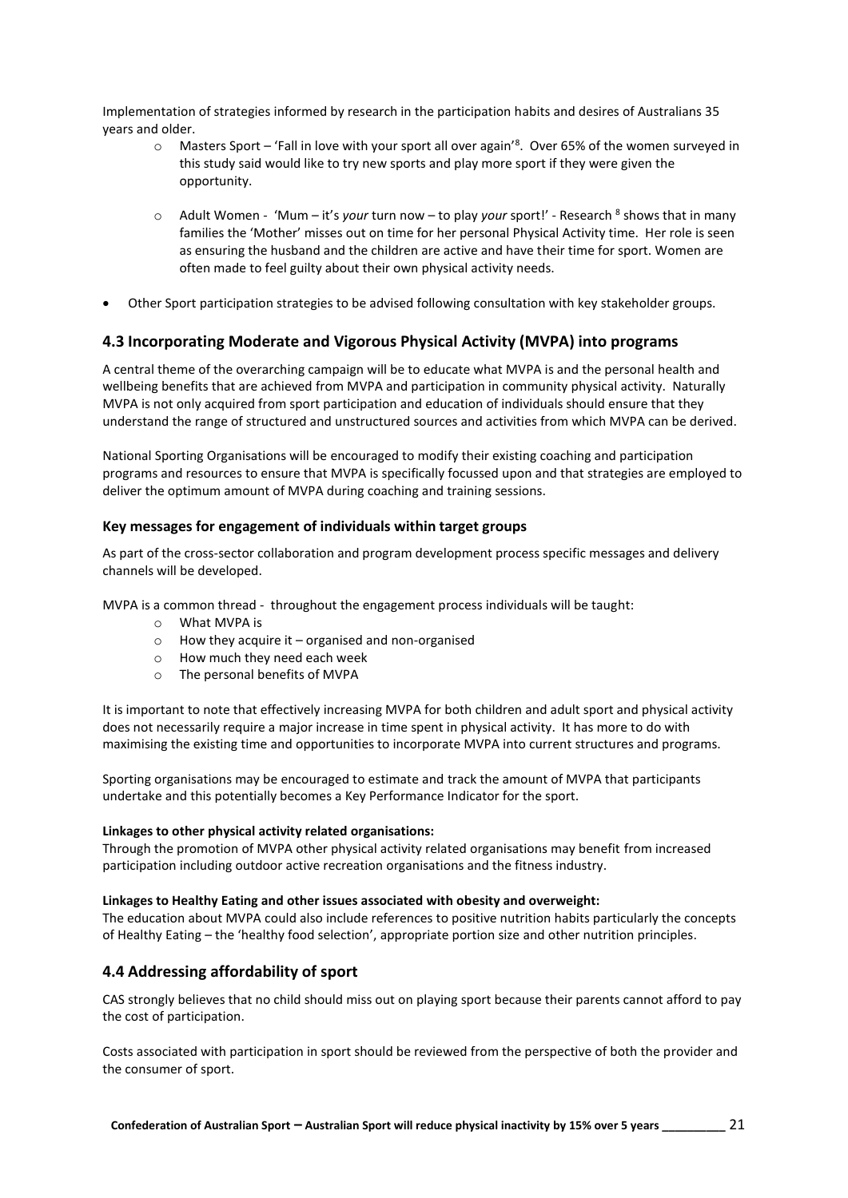Implementation of strategies informed by research in the participation habits and desires of Australians 35 years and older.

- Masters Sport – 'Fall in love with your sport all over again'[8]. Over 65% of the women surveyed in this study said would like to try new sports and play more sport if they were given the opportunity.
- Adult Women - 'Mum – it's *your* turn now – to play *your* sport!' - Research [8] shows that in many families the 'Mother' misses out on time for her personal Physical Activity time. Her role is seen as ensuring the husband and the children are active and have their time for sport. Women are often made to feel guilty about their own physical activity needs.

- Other Sport participation strategies to be advised following consultation with key stakeholder groups.

## 4.3 Incorporating Moderate and Vigorous Physical Activity (MVPA) into programs

A central theme of the overarching campaign will be to educate what MVPA is and the personal health and wellbeing benefits that are achieved from MVPA and participation in community physical activity. Naturally MVPA is not only acquired from sport participation and education of individuals should ensure that they understand the range of structured and unstructured sources and activities from which MVPA can be derived.

National Sporting Organisations will be encouraged to modify their existing coaching and participation programs and resources to ensure that MVPA is specifically focussed upon and that strategies are employed to deliver the optimum amount of MVPA during coaching and training sessions.

### Key messages for engagement of individuals within target groups

As part of the cross-sector collaboration and program development process specific messages and delivery channels will be developed.

MVPA is a common thread - throughout the engagement process individuals will be taught:

- What MVPA is
- How they acquire it – organised and non-organised
- How much they need each week
- The personal benefits of MVPA

It is important to note that effectively increasing MVPA for both children and adult sport and physical activity does not necessarily require a major increase in time spent in physical activity. It has more to do with maximising the existing time and opportunities to incorporate MVPA into current structures and programs.

Sporting organisations may be encouraged to estimate and track the amount of MVPA that participants undertake and this potentially becomes a Key Performance Indicator for the sport.

**Linkages to other physical activity related organisations:**
Through the promotion of MVPA other physical activity related organisations may benefit from increased participation including outdoor active recreation organisations and the fitness industry.

**Linkages to Healthy Eating and other issues associated with obesity and overweight:**
The education about MVPA could also include references to positive nutrition habits particularly the concepts of Healthy Eating – the 'healthy food selection', appropriate portion size and other nutrition principles.

## 4.4 Addressing affordability of sport

CAS strongly believes that no child should miss out on playing sport because their parents cannot afford to pay the cost of participation.

Costs associated with participation in sport should be reviewed from the perspective of both the provider and the consumer of sport.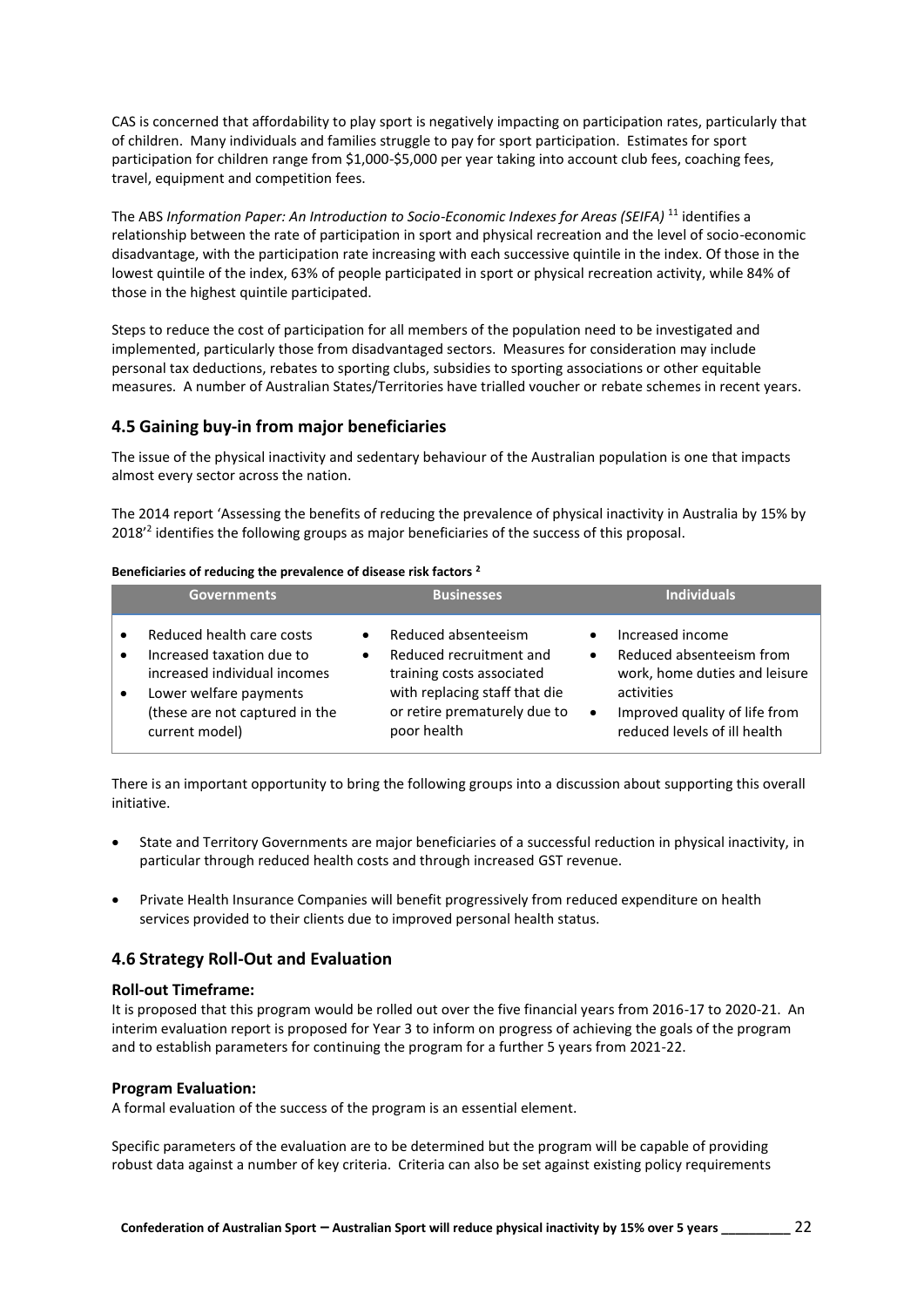CAS is concerned that affordability to play sport is negatively impacting on participation rates, particularly that of children. Many individuals and families struggle to pay for sport participation. Estimates for sport participation for children range from $1,000-$5,000 per year taking into account club fees, coaching fees, travel, equipment and competition fees.

The ABS *Information Paper: An Introduction to Socio-Economic Indexes for Areas (SEIFA)* [11] identifies a relationship between the rate of participation in sport and physical recreation and the level of socio-economic disadvantage, with the participation rate increasing with each successive quintile in the index. Of those in the lowest quintile of the index, 63% of people participated in sport or physical recreation activity, while 84% of those in the highest quintile participated.

Steps to reduce the cost of participation for all members of the population need to be investigated and implemented, particularly those from disadvantaged sectors. Measures for consideration may include personal tax deductions, rebates to sporting clubs, subsidies to sporting associations or other equitable measures. A number of Australian States/Territories have trialled voucher or rebate schemes in recent years.

## 4.5 Gaining buy-in from major beneficiaries

The issue of the physical inactivity and sedentary behaviour of the Australian population is one that impacts almost every sector across the nation.

The 2014 report 'Assessing the benefits of reducing the prevalence of physical inactivity in Australia by 15% by 2018'[2] identifies the following groups as major beneficiaries of the success of this proposal.

**Beneficiaries of reducing the prevalence of disease risk factors [2]**

| Governments | Businesses | Individuals |
|---|---|---|
| • Reduced health care costs<br>• Increased taxation due to increased individual incomes<br>• Lower welfare payments (these are not captured in the current model) | • Reduced absenteeism<br>• Reduced recruitment and training costs associated with replacing staff that die or retire prematurely due to poor health | • Increased income<br>• Reduced absenteeism from work, home duties and leisure activities<br>• Improved quality of life from reduced levels of ill health |

There is an important opportunity to bring the following groups into a discussion about supporting this overall initiative.

- State and Territory Governments are major beneficiaries of a successful reduction in physical inactivity, in particular through reduced health costs and through increased GST revenue.
- Private Health Insurance Companies will benefit progressively from reduced expenditure on health services provided to their clients due to improved personal health status.

## 4.6 Strategy Roll-Out and Evaluation

### Roll-out Timeframe:

It is proposed that this program would be rolled out over the five financial years from 2016-17 to 2020-21. An interim evaluation report is proposed for Year 3 to inform on progress of achieving the goals of the program and to establish parameters for continuing the program for a further 5 years from 2021-22.

### Program Evaluation:

A formal evaluation of the success of the program is an essential element.

Specific parameters of the evaluation are to be determined but the program will be capable of providing robust data against a number of key criteria. Criteria can also be set against existing policy requirements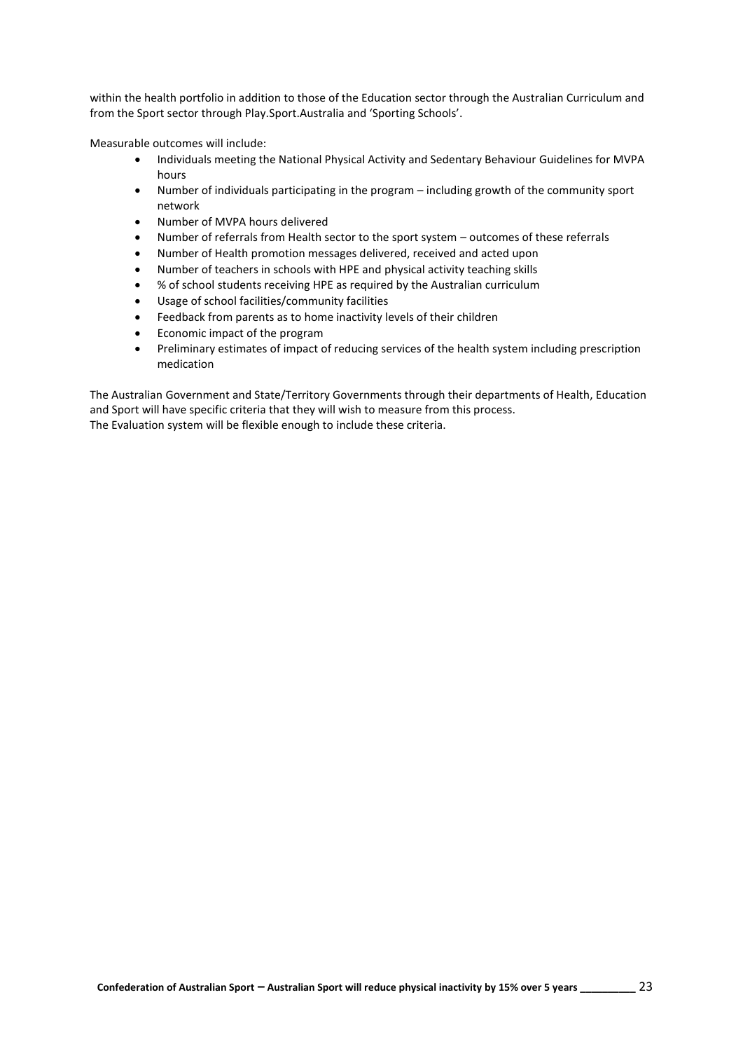within the health portfolio in addition to those of the Education sector through the Australian Curriculum and from the Sport sector through Play.Sport.Australia and 'Sporting Schools'.

Measurable outcomes will include:

- Individuals meeting the National Physical Activity and Sedentary Behaviour Guidelines for MVPA hours
- Number of individuals participating in the program – including growth of the community sport network
- Number of MVPA hours delivered
- Number of referrals from Health sector to the sport system – outcomes of these referrals
- Number of Health promotion messages delivered, received and acted upon
- Number of teachers in schools with HPE and physical activity teaching skills
- % of school students receiving HPE as required by the Australian curriculum
- Usage of school facilities/community facilities
- Feedback from parents as to home inactivity levels of their children
- Economic impact of the program
- Preliminary estimates of impact of reducing services of the health system including prescription medication

The Australian Government and State/Territory Governments through their departments of Health, Education and Sport will have specific criteria that they will wish to measure from this process.
The Evaluation system will be flexible enough to include these criteria.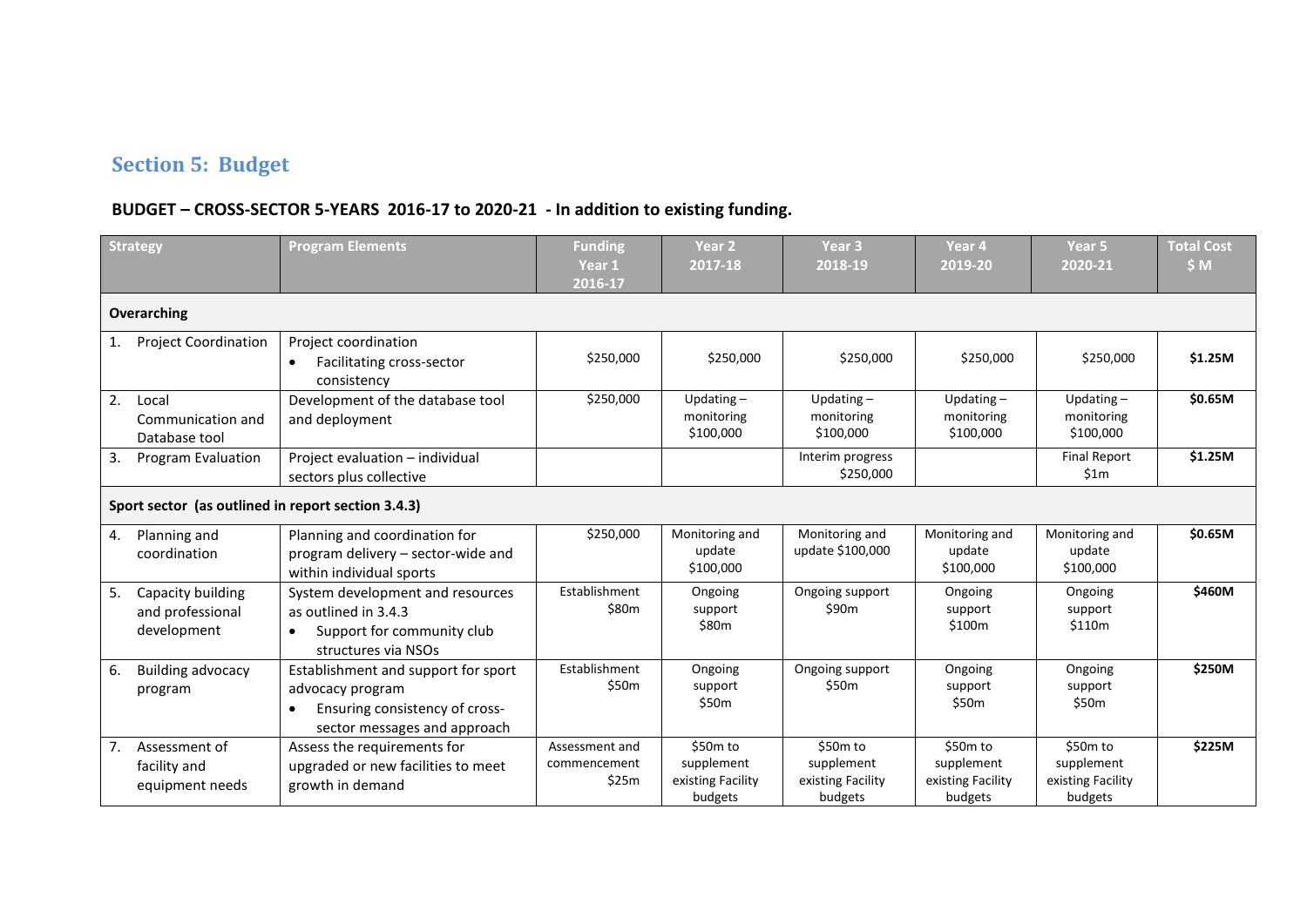## Section 5: Budget

**BUDGET – CROSS-SECTOR 5-YEARS 2016-17 to 2020-21 - In addition to existing funding.**

| Strategy | Program Elements | Funding Year 1 2016-17 | Year 2 2017-18 | Year 3 2018-19 | Year 4 2019-20 | Year 5 2020-21 | Total Cost $ M |
|---|---|---|---|---|---|---|---|
| **Overarching** | | | | | | | |
| 1. Project Coordination | Project coordination<br>• Facilitating cross-sector consistency | $250,000 | $250,000 | $250,000 | $250,000 | $250,000 | **$1.25M** |
| 2. Local Communication and Database tool | Development of the database tool and deployment | $250,000 | Updating – monitoring $100,000 | Updating – monitoring $100,000 | Updating – monitoring $100,000 | Updating – monitoring $100,000 | **$0.65M** |
| 3. Program Evaluation | Project evaluation – individual sectors plus collective | | | Interim progress $250,000 | | Final Report $1m | **$1.25M** |
| **Sport sector (as outlined in report section 3.4.3)** | | | | | | | |
| 4. Planning and coordination | Planning and coordination for program delivery – sector-wide and within individual sports | $250,000 | Monitoring and update $100,000 | Monitoring and update $100,000 | Monitoring and update $100,000 | Monitoring and update $100,000 | **$0.65M** |
| 5. Capacity building and professional development | System development and resources as outlined in 3.4.3<br>• Support for community club structures via NSOs | Establishment $80m | Ongoing support $80m | Ongoing support $90m | Ongoing support $100m | Ongoing support $110m | **$460M** |
| 6. Building advocacy program | Establishment and support for sport advocacy program<br>• Ensuring consistency of cross-sector messages and approach | Establishment $50m | Ongoing support $50m | Ongoing support $50m | Ongoing support $50m | Ongoing support $50m | **$250M** |
| 7. Assessment of facility and equipment needs | Assess the requirements for upgraded or new facilities to meet growth in demand | Assessment and commencement $25m | $50m to supplement existing Facility budgets | $50m to supplement existing Facility budgets | $50m to supplement existing Facility budgets | $50m to supplement existing Facility budgets | **$225M** |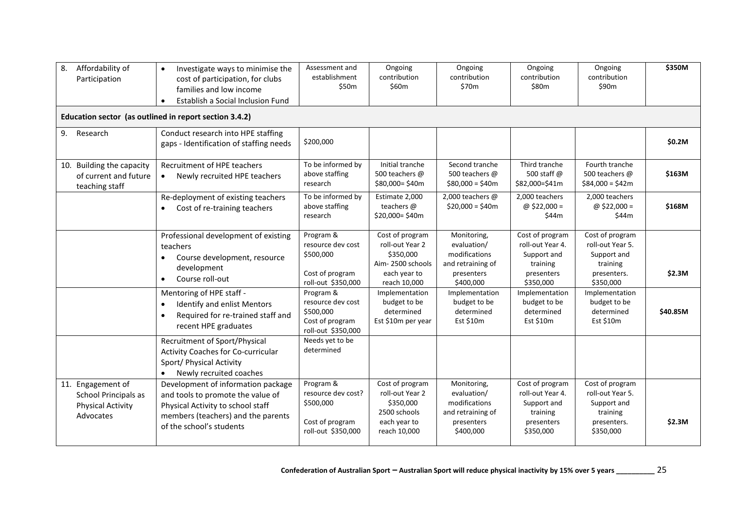| | | | | | | | |
|---|---|---|---|---|---|---|---|
| 8. Affordability of Participation | • Investigate ways to minimise the cost of participation, for clubs families and low income<br>• Establish a Social Inclusion Fund | Assessment and establishment $50m | Ongoing contribution $60m | Ongoing contribution $70m | Ongoing contribution $80m | Ongoing contribution $90m | **$350M** |
| **Education sector (as outlined in report section 3.4.2)** | | | | | | | |
| 9. Research | Conduct research into HPE staffing gaps - Identification of staffing needs | $200,000 | | | | | **$0.2M** |
| 10. Building the capacity of current and future teaching staff | Recruitment of HPE teachers<br>• Newly recruited HPE teachers | To be informed by above staffing research | Initial tranche 500 teachers @ $80,000= $40m | Second tranche 500 teachers @ $80,000 = $40m | Third tranche 500 staff @ $82,000=$41m | Fourth tranche 500 teachers @ $84,000 = $42m | **$163M** |
| | Re-deployment of existing teachers<br>• Cost of re-training teachers | To be informed by above staffing research | Estimate 2,000 teachers @ $20,000= $40m | 2,000 teachers @ $20,000 = $40m | 2,000 teachers @ $22,000 = $44m | 2,000 teachers @ $22,000 = $44m | **$168M** |
| | Professional development of existing teachers<br>• Course development, resource development<br>• Course roll-out | Program & resource dev cost $500,000<br><br>Cost of program roll-out $350,000 | Cost of program roll-out Year 2 $350,000 Aim- 2500 schools each year to reach 10,000 | Monitoring, evaluation/ modifications and retraining of presenters $400,000 | Cost of program roll-out Year 4. Support and training presenters $350,000 | Cost of program roll-out Year 5. Support and training presenters. $350,000 | **$2.3M** |
| | Mentoring of HPE staff -<br>• Identify and enlist Mentors<br>• Required for re-trained staff and recent HPE graduates | Program & resource dev cost $500,000 Cost of program roll-out $350,000 | Implementation budget to be determined Est $10m per year | Implementation budget to be determined Est $10m | Implementation budget to be determined Est $10m | Implementation budget to be determined Est $10m | **$40.85M** |
| | Recruitment of Sport/Physical Activity Coaches for Co-curricular Sport/ Physical Activity<br>• Newly recruited coaches | Needs yet to be determined | | | | | |
| 11. Engagement of School Principals as Physical Activity Advocates | Development of information package and tools to promote the value of Physical Activity to school staff members (teachers) and the parents of the school's students | Program & resource dev cost? $500,000<br><br>Cost of program roll-out $350,000 | Cost of program roll-out Year 2 $350,000 2500 schools each year to reach 10,000 | Monitoring, evaluation/ modifications and retraining of presenters $400,000 | Cost of program roll-out Year 4. Support and training presenters $350,000 | Cost of program roll-out Year 5. Support and training presenters. $350,000 | **$2.3M** |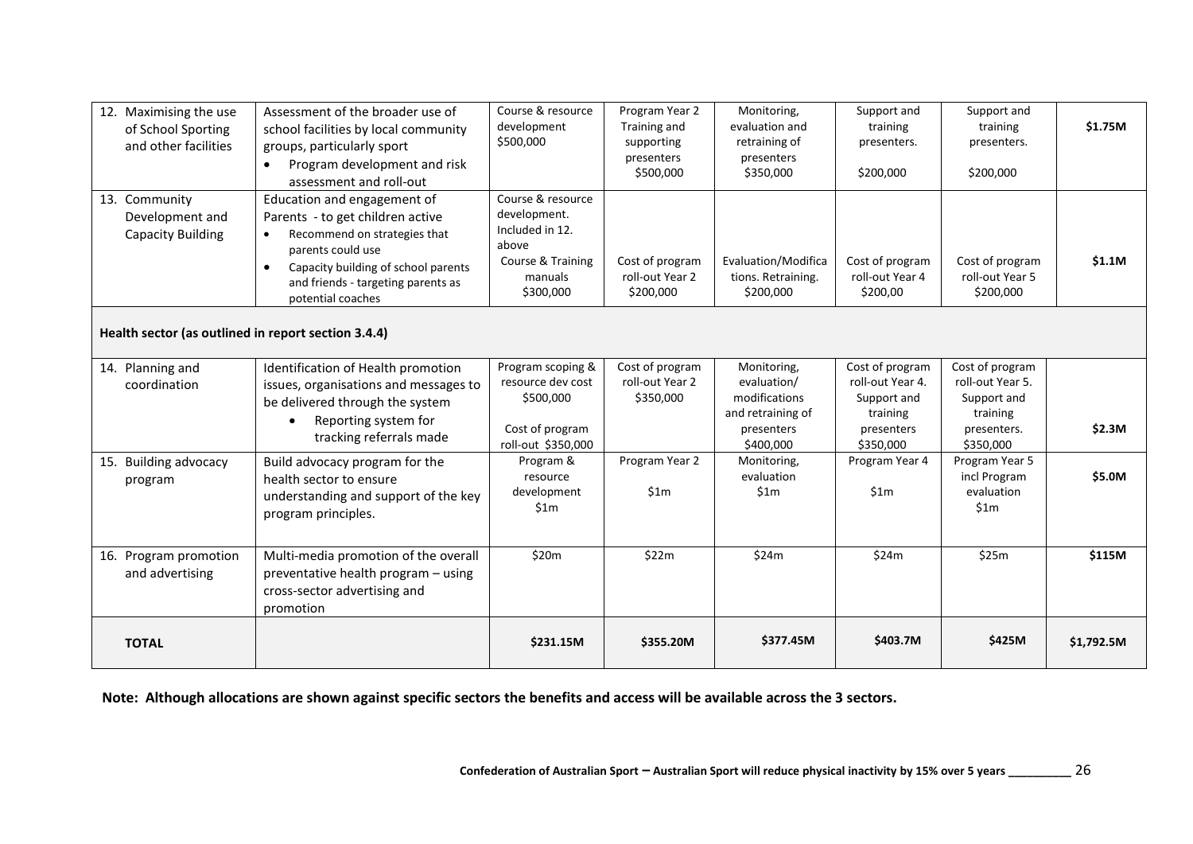| | | | | | | | |
|---|---|---|---|---|---|---|---|
| 12. Maximising the use of School Sporting and other facilities | Assessment of the broader use of school facilities by local community groups, particularly sport<br>• Program development and risk assessment and roll-out | Course & resource development $500,000 | Program Year 2 Training and supporting presenters $500,000 | Monitoring, evaluation and retraining of presenters $350,000 | Support and training presenters. $200,000 | Support and training presenters. $200,000 | **$1.75M** |
| 13. Community Development and Capacity Building | Education and engagement of Parents - to get children active<br>• Recommend on strategies that parents could use<br>• Capacity building of school parents and friends - targeting parents as potential coaches | Course & resource development. Included in 12. above<br>Course & Training manuals $300,000 | Cost of program roll-out Year 2 $200,000 | Evaluation/Modifications. Retraining. $200,000 | Cost of program roll-out Year 4 $200,00 | Cost of program roll-out Year 5 $200,000 | **$1.1M** |
| **Health sector (as outlined in report section 3.4.4)** | | | | | | | |
| 14. Planning and coordination | Identification of Health promotion issues, organisations and messages to be delivered through the system<br>• Reporting system for tracking referrals made | Program scoping & resource dev cost $500,000<br>Cost of program roll-out $350,000 | Cost of program roll-out Year 2 $350,000 | Monitoring, evaluation/ modifications and retraining of presenters $400,000 | Cost of program roll-out Year 4. Support and training presenters $350,000 | Cost of program roll-out Year 5. Support and training presenters. $350,000 | **$2.3M** |
| 15. Building advocacy program | Build advocacy program for the health sector to ensure understanding and support of the key program principles. | Program & resource development $1m | Program Year 2 $1m | Monitoring, evaluation $1m | Program Year 4 $1m | Program Year 5 incl Program evaluation $1m | **$5.0M** |
| 16. Program promotion and advertising | Multi-media promotion of the overall preventative health program – using cross-sector advertising and promotion | $20m | $22m | $24m | $24m | $25m | **$115M** |
| **TOTAL** | | **$231.15M** | **$355.20M** | **$377.45M** | **$403.7M** | **$425M** | **$1,792.5M** |

**Note: Although allocations are shown against specific sectors the benefits and access will be available across the 3 sectors.**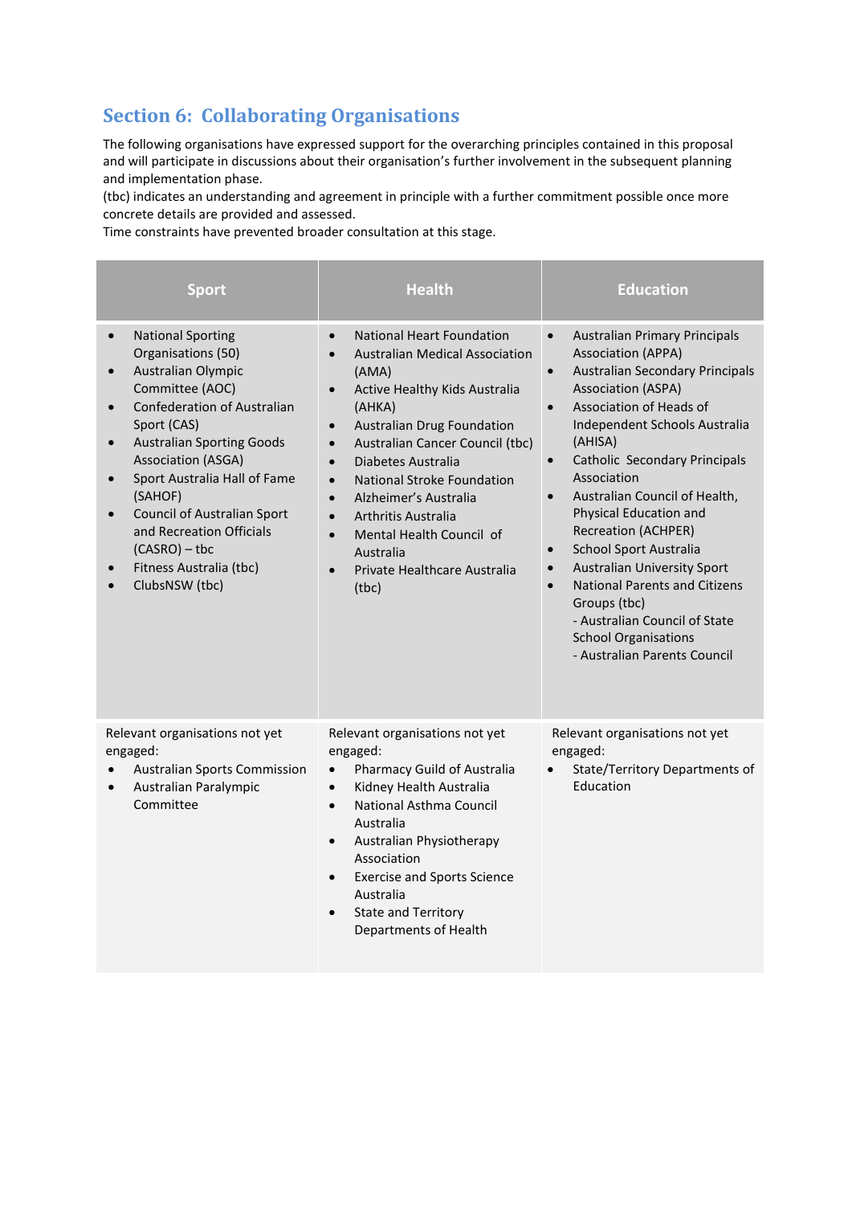## Section 6: Collaborating Organisations

The following organisations have expressed support for the overarching principles contained in this proposal and will participate in discussions about their organisation's further involvement in the subsequent planning and implementation phase.
(tbc) indicates an understanding and agreement in principle with a further commitment possible once more concrete details are provided and assessed.
Time constraints have prevented broader consultation at this stage.

| Sport | Health | Education |
|---|---|---|
| • National Sporting Organisations (50)<br>• Australian Olympic Committee (AOC)<br>• Confederation of Australian Sport (CAS)<br>• Australian Sporting Goods Association (ASGA)<br>• Sport Australia Hall of Fame (SAHOF)<br>• Council of Australian Sport and Recreation Officials (CASRO) – tbc<br>• Fitness Australia (tbc)<br>• ClubsNSW (tbc) | • National Heart Foundation<br>• Australian Medical Association (AMA)<br>• Active Healthy Kids Australia (AHKA)<br>• Australian Drug Foundation<br>• Australian Cancer Council (tbc)<br>• Diabetes Australia<br>• National Stroke Foundation<br>• Alzheimer's Australia<br>• Arthritis Australia<br>• Mental Health Council of Australia<br>• Private Healthcare Australia (tbc) | • Australian Primary Principals Association (APPA)<br>• Australian Secondary Principals Association (ASPA)<br>• Association of Heads of Independent Schools Australia (AHISA)<br>• Catholic Secondary Principals Association<br>• Australian Council of Health, Physical Education and Recreation (ACHPER)<br>• School Sport Australia<br>• Australian University Sport<br>• National Parents and Citizens Groups (tbc)<br>- Australian Council of State School Organisations<br>- Australian Parents Council |
| Relevant organisations not yet engaged:<br>• Australian Sports Commission<br>• Australian Paralympic Committee | Relevant organisations not yet engaged:<br>• Pharmacy Guild of Australia<br>• Kidney Health Australia<br>• National Asthma Council Australia<br>• Australian Physiotherapy Association<br>• Exercise and Sports Science Australia<br>• State and Territory Departments of Health | Relevant organisations not yet engaged:<br>• State/Territory Departments of Education |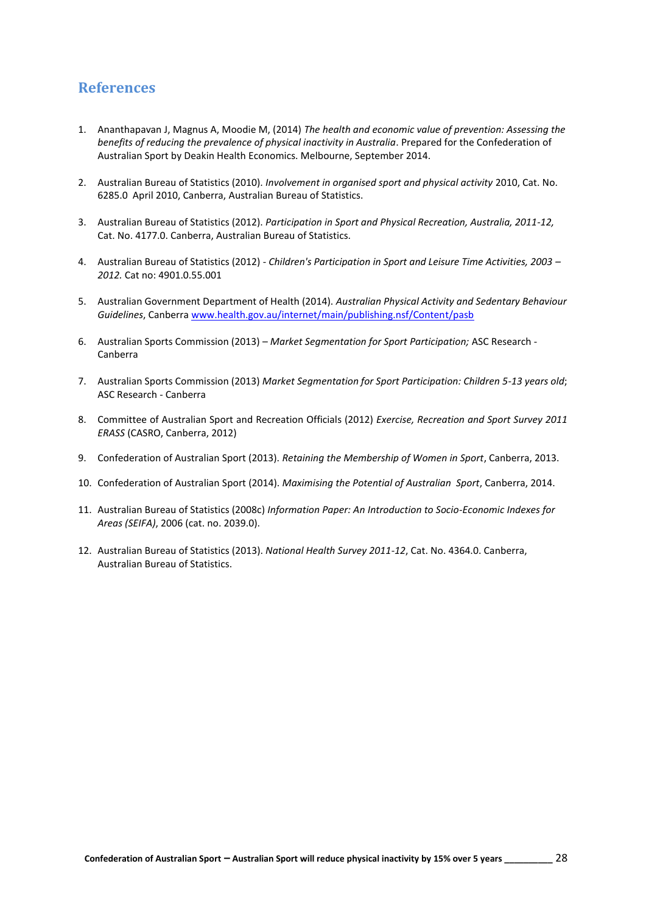## References

1. Ananthapavan J, Magnus A, Moodie M, (2014) *The health and economic value of prevention: Assessing the benefits of reducing the prevalence of physical inactivity in Australia*. Prepared for the Confederation of Australian Sport by Deakin Health Economics. Melbourne, September 2014.

2. Australian Bureau of Statistics (2010). *Involvement in organised sport and physical activity* 2010, Cat. No. 6285.0 April 2010, Canberra, Australian Bureau of Statistics.

3. Australian Bureau of Statistics (2012). *Participation in Sport and Physical Recreation, Australia, 2011-12,* Cat. No. 4177.0. Canberra, Australian Bureau of Statistics.

4. Australian Bureau of Statistics (2012) - *Children's Participation in Sport and Leisure Time Activities, 2003 – 2012.* Cat no: 4901.0.55.001

5. Australian Government Department of Health (2014). *Australian Physical Activity and Sedentary Behaviour Guidelines*, Canberra [www.health.gov.au/internet/main/publishing.nsf/Content/pasb](www.health.gov.au/internet/main/publishing.nsf/Content/pasb)

6. Australian Sports Commission (2013) – *Market Segmentation for Sport Participation;* ASC Research - Canberra

7. Australian Sports Commission (2013) *Market Segmentation for Sport Participation: Children 5-13 years old*; ASC Research - Canberra

8. Committee of Australian Sport and Recreation Officials (2012) *Exercise, Recreation and Sport Survey 2011 ERASS* (CASRO, Canberra, 2012)

9. Confederation of Australian Sport (2013). *Retaining the Membership of Women in Sport*, Canberra, 2013.

10. Confederation of Australian Sport (2014). *Maximising the Potential of Australian Sport*, Canberra, 2014.

11. Australian Bureau of Statistics (2008c) *Information Paper: An Introduction to Socio-Economic Indexes for Areas (SEIFA)*, 2006 (cat. no. 2039.0).

12. Australian Bureau of Statistics (2013). *National Health Survey 2011-12*, Cat. No. 4364.0. Canberra, Australian Bureau of Statistics.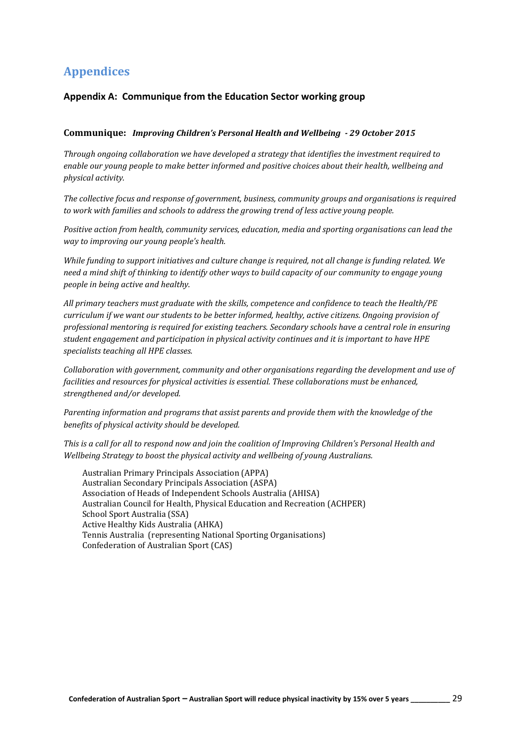# Appendices

## Appendix A: Communique from the Education Sector working group

### Communique: *Improving Children's Personal Health and Wellbeing - 29 October 2015*

*Through ongoing collaboration we have developed a strategy that identifies the investment required to enable our young people to make better informed and positive choices about their health, wellbeing and physical activity.*

*The collective focus and response of government, business, community groups and organisations is required to work with families and schools to address the growing trend of less active young people.*

*Positive action from health, community services, education, media and sporting organisations can lead the way to improving our young people's health.*

*While funding to support initiatives and culture change is required, not all change is funding related. We need a mind shift of thinking to identify other ways to build capacity of our community to engage young people in being active and healthy.*

*All primary teachers must graduate with the skills, competence and confidence to teach the Health/PE curriculum if we want our students to be better informed, healthy, active citizens. Ongoing provision of professional mentoring is required for existing teachers. Secondary schools have a central role in ensuring student engagement and participation in physical activity continues and it is important to have HPE specialists teaching all HPE classes.*

*Collaboration with government, community and other organisations regarding the development and use of facilities and resources for physical activities is essential. These collaborations must be enhanced, strengthened and/or developed.*

*Parenting information and programs that assist parents and provide them with the knowledge of the benefits of physical activity should be developed.*

*This is a call for all to respond now and join the coalition of Improving Children's Personal Health and Wellbeing Strategy to boost the physical activity and wellbeing of young Australians.*

Australian Primary Principals Association (APPA)
Australian Secondary Principals Association (ASPA)
Association of Heads of Independent Schools Australia (AHISA)
Australian Council for Health, Physical Education and Recreation (ACHPER)
School Sport Australia (SSA)
Active Healthy Kids Australia (AHKA)
Tennis Australia (representing National Sporting Organisations)
Confederation of Australian Sport (CAS)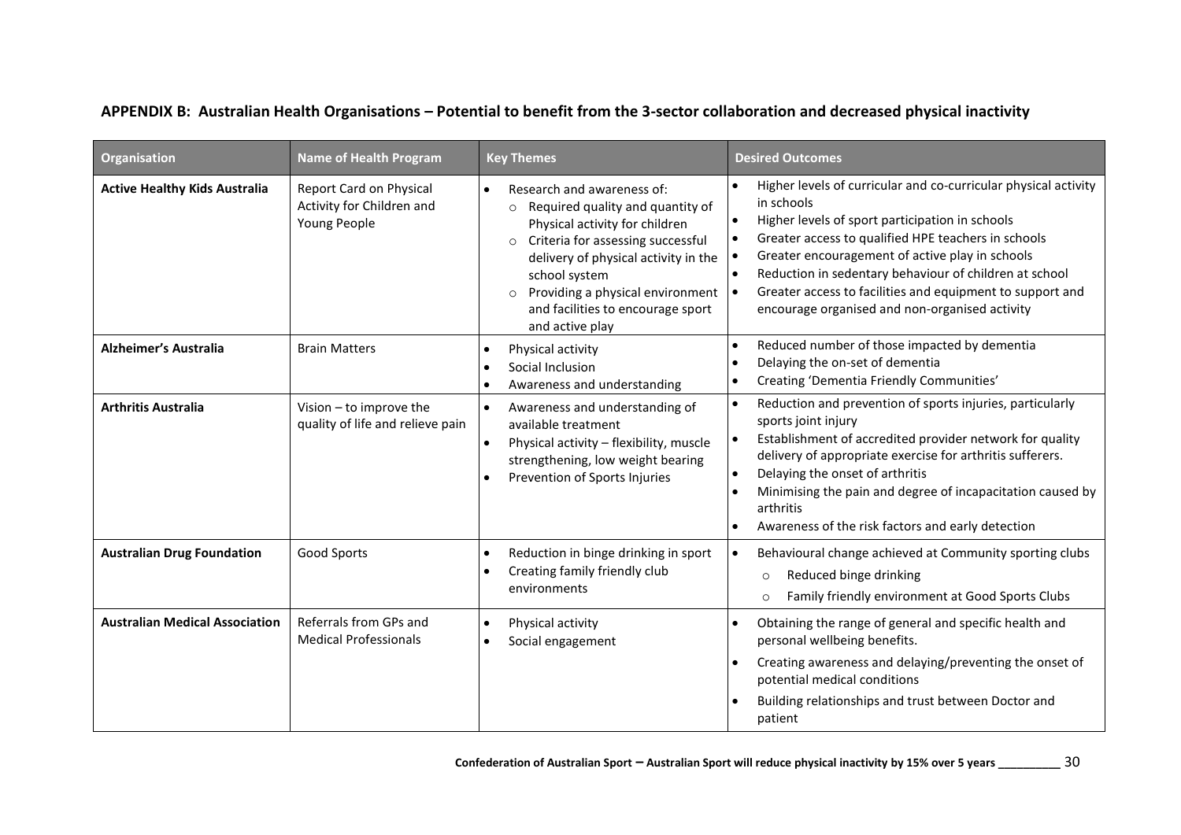## APPENDIX B: Australian Health Organisations – Potential to benefit from the 3-sector collaboration and decreased physical inactivity

| Organisation | Name of Health Program | Key Themes | Desired Outcomes |
|---|---|---|---|
| **Active Healthy Kids Australia** | Report Card on Physical Activity for Children and Young People | • Research and awareness of:<br>○ Required quality and quantity of Physical activity for children<br>○ Criteria for assessing successful delivery of physical activity in the school system<br>○ Providing a physical environment and facilities to encourage sport and active play | • Higher levels of curricular and co-curricular physical activity in schools<br>• Higher levels of sport participation in schools<br>• Greater access to qualified HPE teachers in schools<br>• Greater encouragement of active play in schools<br>• Reduction in sedentary behaviour of children at school<br>• Greater access to facilities and equipment to support and encourage organised and non-organised activity |
| **Alzheimer's Australia** | Brain Matters | • Physical activity<br>• Social Inclusion<br>• Awareness and understanding | • Reduced number of those impacted by dementia<br>• Delaying the on-set of dementia<br>• Creating 'Dementia Friendly Communities' |
| **Arthritis Australia** | Vision – to improve the quality of life and relieve pain | • Awareness and understanding of available treatment<br>• Physical activity – flexibility, muscle strengthening, low weight bearing<br>• Prevention of Sports Injuries | • Reduction and prevention of sports injuries, particularly sports joint injury<br>• Establishment of accredited provider network for quality delivery of appropriate exercise for arthritis sufferers.<br>• Delaying the onset of arthritis<br>• Minimising the pain and degree of incapacitation caused by arthritis<br>• Awareness of the risk factors and early detection |
| **Australian Drug Foundation** | Good Sports | • Reduction in binge drinking in sport<br>• Creating family friendly club environments | • Behavioural change achieved at Community sporting clubs<br>○ Reduced binge drinking<br>○ Family friendly environment at Good Sports Clubs |
| **Australian Medical Association** | Referrals from GPs and Medical Professionals | • Physical activity<br>• Social engagement | • Obtaining the range of general and specific health and personal wellbeing benefits.<br>• Creating awareness and delaying/preventing the onset of potential medical conditions<br>• Building relationships and trust between Doctor and patient |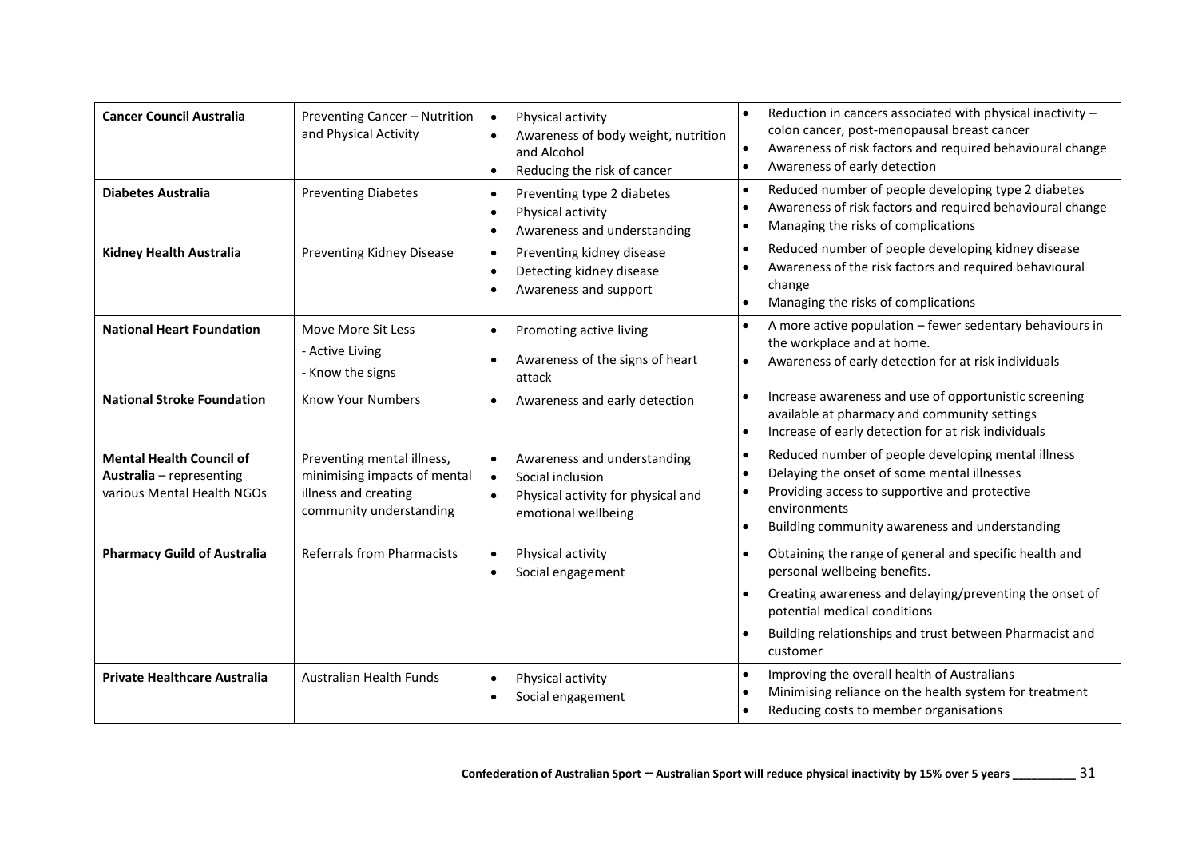| | | | |
|---|---|---|---|
| **Cancer Council Australia** | Preventing Cancer – Nutrition and Physical Activity | • Physical activity<br>• Awareness of body weight, nutrition and Alcohol<br>• Reducing the risk of cancer | • Reduction in cancers associated with physical inactivity – colon cancer, post-menopausal breast cancer<br>• Awareness of risk factors and required behavioural change<br>• Awareness of early detection |
| **Diabetes Australia** | Preventing Diabetes | • Preventing type 2 diabetes<br>• Physical activity<br>• Awareness and understanding | • Reduced number of people developing type 2 diabetes<br>• Awareness of risk factors and required behavioural change<br>• Managing the risks of complications |
| **Kidney Health Australia** | Preventing Kidney Disease | • Preventing kidney disease<br>• Detecting kidney disease<br>• Awareness and support | • Reduced number of people developing kidney disease<br>• Awareness of the risk factors and required behavioural change<br>• Managing the risks of complications |
| **National Heart Foundation** | Move More Sit Less<br>- Active Living<br>- Know the signs | • Promoting active living<br>• Awareness of the signs of heart attack | • A more active population – fewer sedentary behaviours in the workplace and at home.<br>• Awareness of early detection for at risk individuals |
| **National Stroke Foundation** | Know Your Numbers | • Awareness and early detection | • Increase awareness and use of opportunistic screening available at pharmacy and community settings<br>• Increase of early detection for at risk individuals |
| **Mental Health Council of Australia** – representing various Mental Health NGOs | Preventing mental illness, minimising impacts of mental illness and creating community understanding | • Awareness and understanding<br>• Social inclusion<br>• Physical activity for physical and emotional wellbeing | • Reduced number of people developing mental illness<br>• Delaying the onset of some mental illnesses<br>• Providing access to supportive and protective environments<br>• Building community awareness and understanding |
| **Pharmacy Guild of Australia** | Referrals from Pharmacists | • Physical activity<br>• Social engagement | • Obtaining the range of general and specific health and personal wellbeing benefits.<br>• Creating awareness and delaying/preventing the onset of potential medical conditions<br>• Building relationships and trust between Pharmacist and customer |
| **Private Healthcare Australia** | Australian Health Funds | • Physical activity<br>• Social engagement | • Improving the overall health of Australians<br>• Minimising reliance on the health system for treatment<br>• Reducing costs to member organisations |